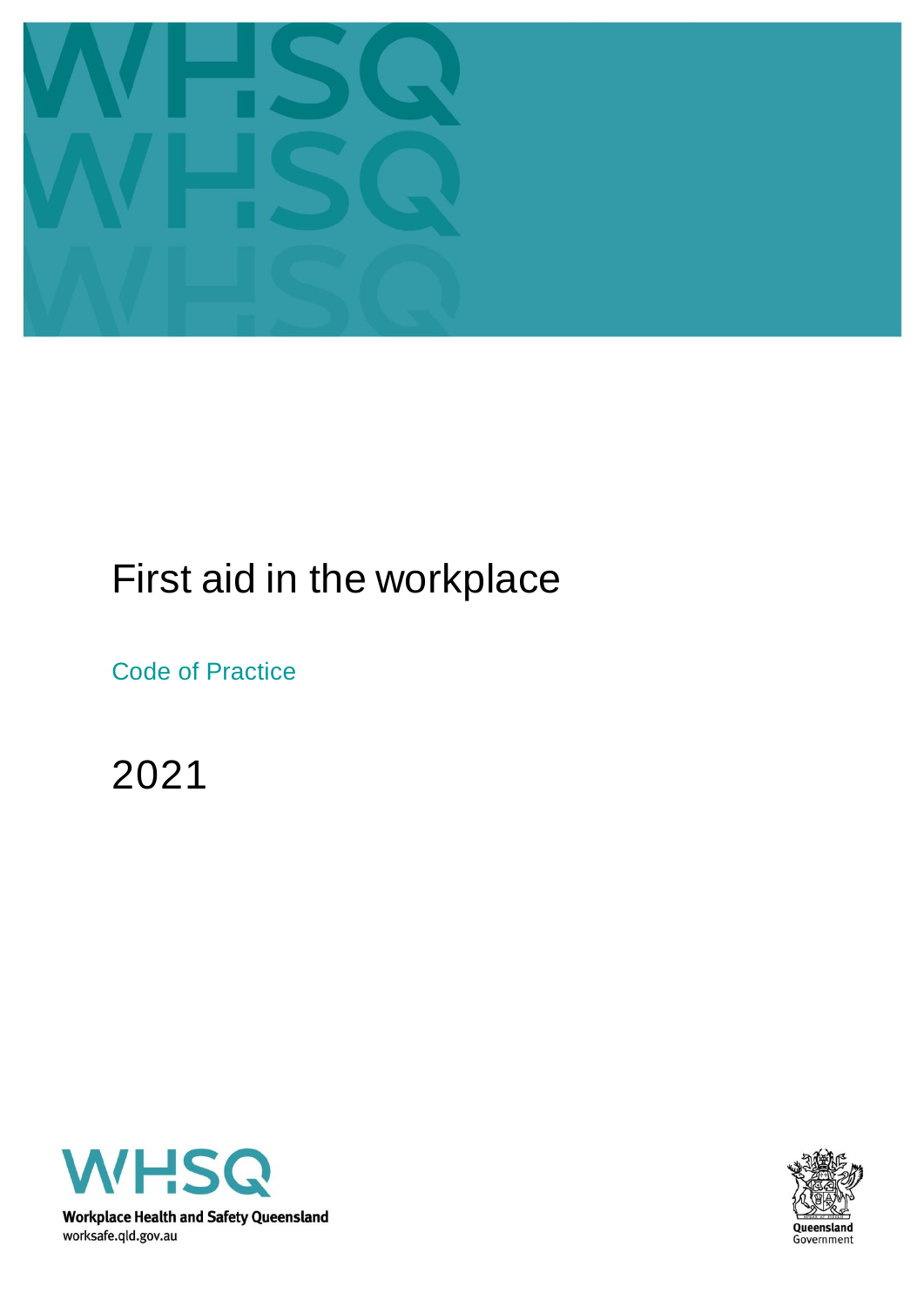# First aid in the workplace

Code of Practice

2021

Workplace Health and Safety Queensland
worksafe.qld.gov.au

Queensland Government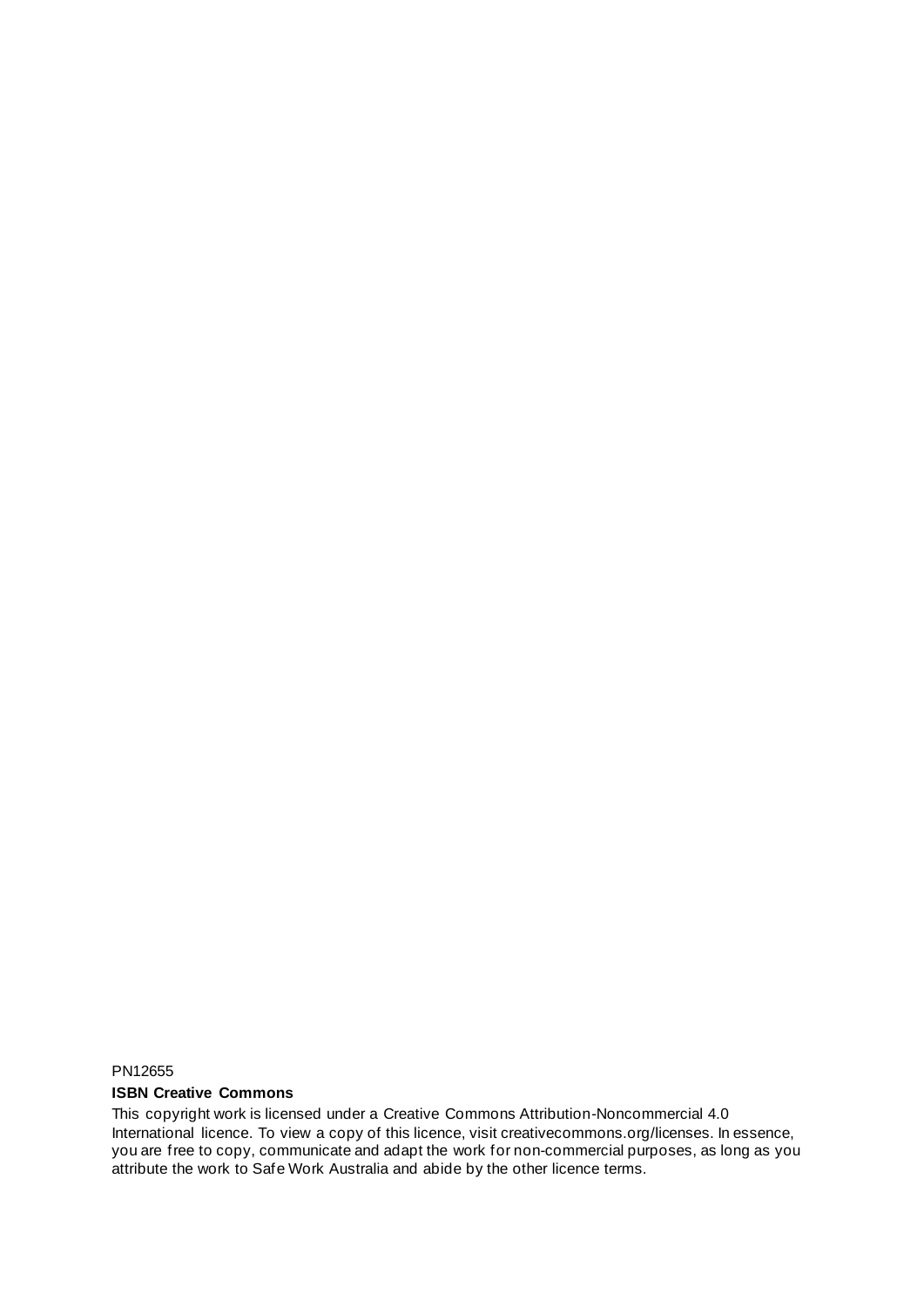PN12655

**ISBN Creative Commons**

This copyright work is licensed under a Creative Commons Attribution-Noncommercial 4.0 International licence. To view a copy of this licence, visit creativecommons.org/licenses. In essence, you are free to copy, communicate and adapt the work for non-commercial purposes, as long as you attribute the work to Safe Work Australia and abide by the other licence terms.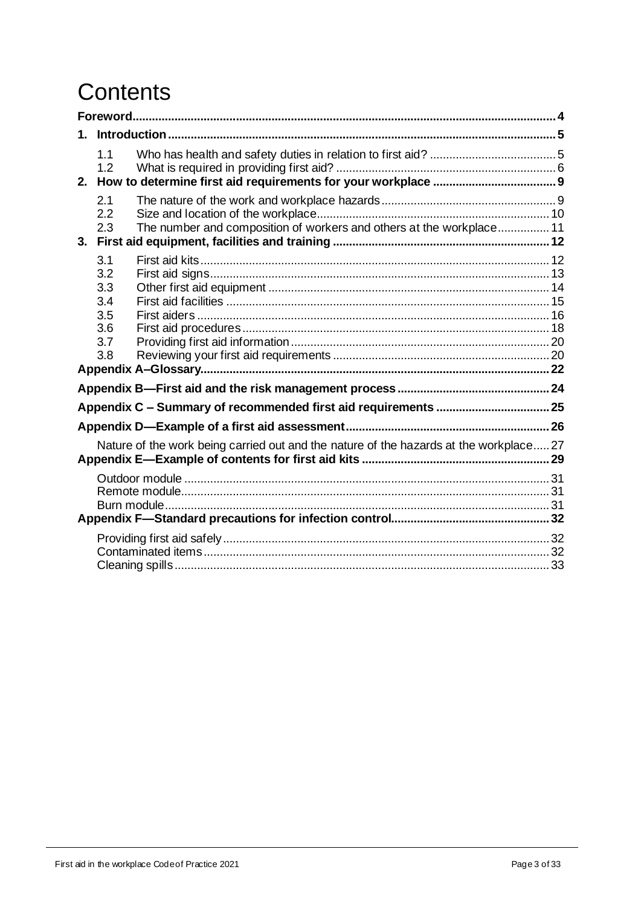# Contents

**Foreword** ..... 4

**1. Introduction** ..... 5

- 1.1 Who has health and safety duties in relation to first aid? ..... 5
- 1.2 What is required in providing first aid? ..... 6

**2. How to determine first aid requirements for your workplace** ..... 9

- 2.1 The nature of the work and workplace hazards ..... 9
- 2.2 Size and location of the workplace ..... 10
- 2.3 The number and composition of workers and others at the workplace ..... 11

**3. First aid equipment, facilities and training** ..... 12

- 3.1 First aid kits ..... 12
- 3.2 First aid signs ..... 13
- 3.3 Other first aid equipment ..... 14
- 3.4 First aid facilities ..... 15
- 3.5 First aiders ..... 16
- 3.6 First aid procedures ..... 18
- 3.7 Providing first aid information ..... 20
- 3.8 Reviewing your first aid requirements ..... 20

**Appendix A–Glossary** ..... 22

**Appendix B—First aid and the risk management process** ..... 24

**Appendix C – Summary of recommended first aid requirements** ..... 25

**Appendix D—Example of a first aid assessment** ..... 26

- Nature of the work being carried out and the nature of the hazards at the workplace ..... 27

**Appendix E—Example of contents for first aid kits** ..... 29

- Outdoor module ..... 31
- Remote module ..... 31
- Burn module ..... 31

**Appendix F—Standard precautions for infection control** ..... 32

- Providing first aid safely ..... 32
- Contaminated items ..... 32
- Cleaning spills ..... 33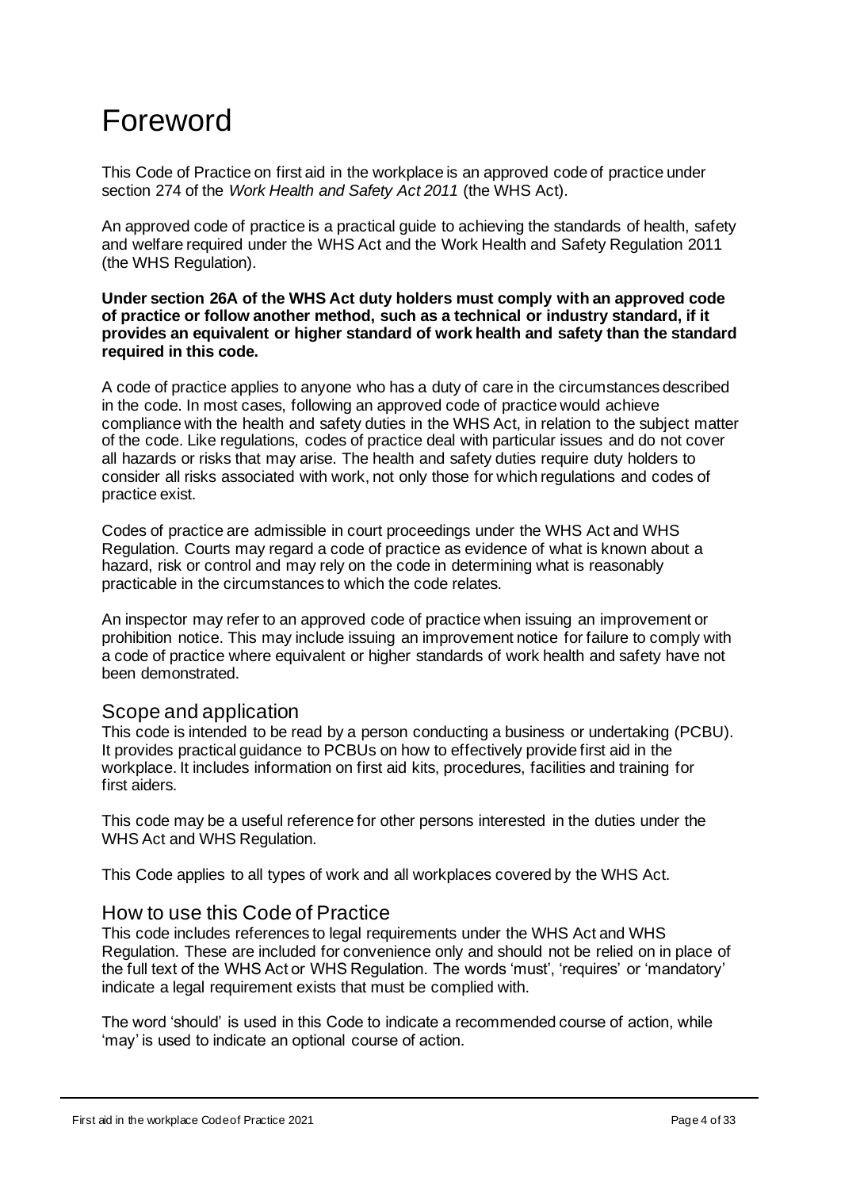# Foreword

This Code of Practice on first aid in the workplace is an approved code of practice under section 274 of the *Work Health and Safety Act 2011* (the WHS Act).

An approved code of practice is a practical guide to achieving the standards of health, safety and welfare required under the WHS Act and the Work Health and Safety Regulation 2011 (the WHS Regulation).

**Under section 26A of the WHS Act duty holders must comply with an approved code of practice or follow another method, such as a technical or industry standard, if it provides an equivalent or higher standard of work health and safety than the standard required in this code.**

A code of practice applies to anyone who has a duty of care in the circumstances described in the code. In most cases, following an approved code of practice would achieve compliance with the health and safety duties in the WHS Act, in relation to the subject matter of the code. Like regulations, codes of practice deal with particular issues and do not cover all hazards or risks that may arise. The health and safety duties require duty holders to consider all risks associated with work, not only those for which regulations and codes of practice exist.

Codes of practice are admissible in court proceedings under the WHS Act and WHS Regulation. Courts may regard a code of practice as evidence of what is known about a hazard, risk or control and may rely on the code in determining what is reasonably practicable in the circumstances to which the code relates.

An inspector may refer to an approved code of practice when issuing an improvement or prohibition notice. This may include issuing an improvement notice for failure to comply with a code of practice where equivalent or higher standards of work health and safety have not been demonstrated.

## Scope and application

This code is intended to be read by a person conducting a business or undertaking (PCBU). It provides practical guidance to PCBUs on how to effectively provide first aid in the workplace. It includes information on first aid kits, procedures, facilities and training for first aiders.

This code may be a useful reference for other persons interested in the duties under the WHS Act and WHS Regulation.

This Code applies to all types of work and all workplaces covered by the WHS Act.

## How to use this Code of Practice

This code includes references to legal requirements under the WHS Act and WHS Regulation. These are included for convenience only and should not be relied on in place of the full text of the WHS Act or WHS Regulation. The words 'must', 'requires' or 'mandatory' indicate a legal requirement exists that must be complied with.

The word 'should' is used in this Code to indicate a recommended course of action, while 'may' is used to indicate an optional course of action.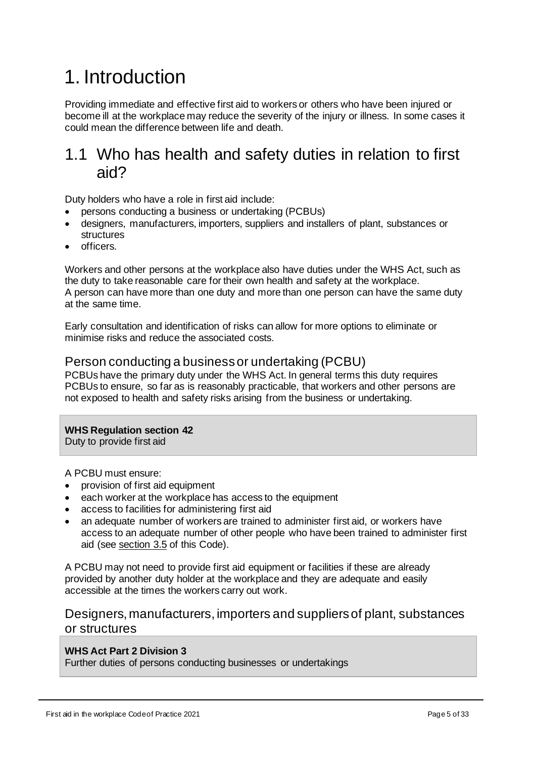# 1. Introduction

Providing immediate and effective first aid to workers or others who have been injured or become ill at the workplace may reduce the severity of the injury or illness. In some cases it could mean the difference between life and death.

## 1.1 Who has health and safety duties in relation to first aid?

Duty holders who have a role in first aid include:

- persons conducting a business or undertaking (PCBUs)
- designers, manufacturers, importers, suppliers and installers of plant, substances or structures
- officers.

Workers and other persons at the workplace also have duties under the WHS Act, such as the duty to take reasonable care for their own health and safety at the workplace. A person can have more than one duty and more than one person can have the same duty at the same time.

Early consultation and identification of risks can allow for more options to eliminate or minimise risks and reduce the associated costs.

### Person conducting a business or undertaking (PCBU)

PCBUs have the primary duty under the WHS Act. In general terms this duty requires PCBUs to ensure, so far as is reasonably practicable, that workers and other persons are not exposed to health and safety risks arising from the business or undertaking.

> **WHS Regulation section 42**
> Duty to provide first aid

A PCBU must ensure:

- provision of first aid equipment
- each worker at the workplace has access to the equipment
- access to facilities for administering first aid
- an adequate number of workers are trained to administer first aid, or workers have access to an adequate number of other people who have been trained to administer first aid (see section 3.5 of this Code).

A PCBU may not need to provide first aid equipment or facilities if these are already provided by another duty holder at the workplace and they are adequate and easily accessible at the times the workers carry out work.

### Designers, manufacturers, importers and suppliers of plant, substances or structures

> **WHS Act Part 2 Division 3**
> Further duties of persons conducting businesses or undertakings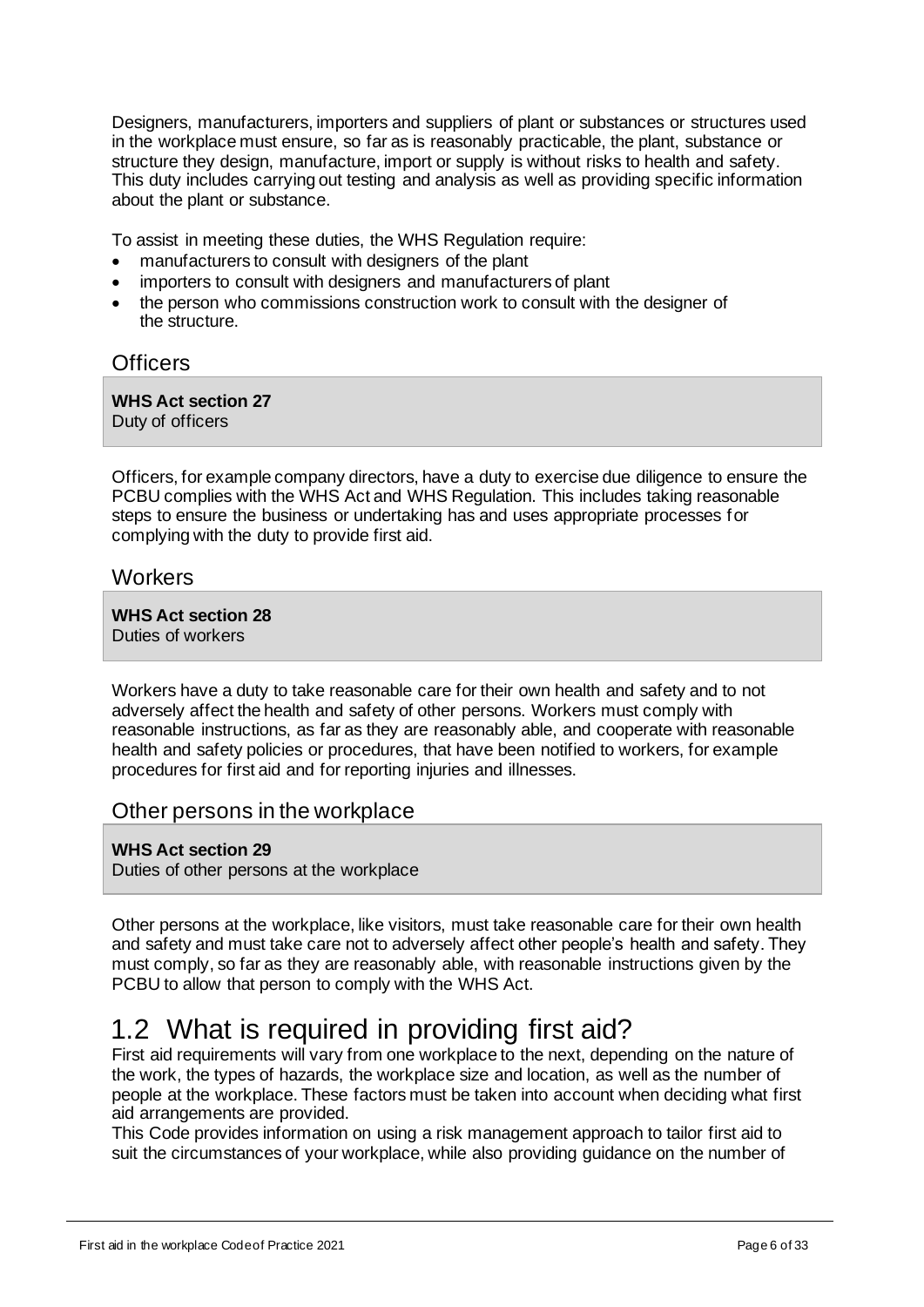Designers, manufacturers, importers and suppliers of plant or substances or structures used in the workplace must ensure, so far as is reasonably practicable, the plant, substance or structure they design, manufacture, import or supply is without risks to health and safety. This duty includes carrying out testing and analysis as well as providing specific information about the plant or substance.

To assist in meeting these duties, the WHS Regulation require:

- manufacturers to consult with designers of the plant
- importers to consult with designers and manufacturers of plant
- the person who commissions construction work to consult with the designer of the structure.

### Officers

> **WHS Act section 27**
> Duty of officers

Officers, for example company directors, have a duty to exercise due diligence to ensure the PCBU complies with the WHS Act and WHS Regulation. This includes taking reasonable steps to ensure the business or undertaking has and uses appropriate processes for complying with the duty to provide first aid.

### Workers

> **WHS Act section 28**
> Duties of workers

Workers have a duty to take reasonable care for their own health and safety and to not adversely affect the health and safety of other persons. Workers must comply with reasonable instructions, as far as they are reasonably able, and cooperate with reasonable health and safety policies or procedures, that have been notified to workers, for example procedures for first aid and for reporting injuries and illnesses.

### Other persons in the workplace

> **WHS Act section 29**
> Duties of other persons at the workplace

Other persons at the workplace, like visitors, must take reasonable care for their own health and safety and must take care not to adversely affect other people's health and safety. They must comply, so far as they are reasonably able, with reasonable instructions given by the PCBU to allow that person to comply with the WHS Act.

## 1.2 What is required in providing first aid?

First aid requirements will vary from one workplace to the next, depending on the nature of the work, the types of hazards, the workplace size and location, as well as the number of people at the workplace. These factors must be taken into account when deciding what first aid arrangements are provided.

This Code provides information on using a risk management approach to tailor first aid to suit the circumstances of your workplace, while also providing guidance on the number of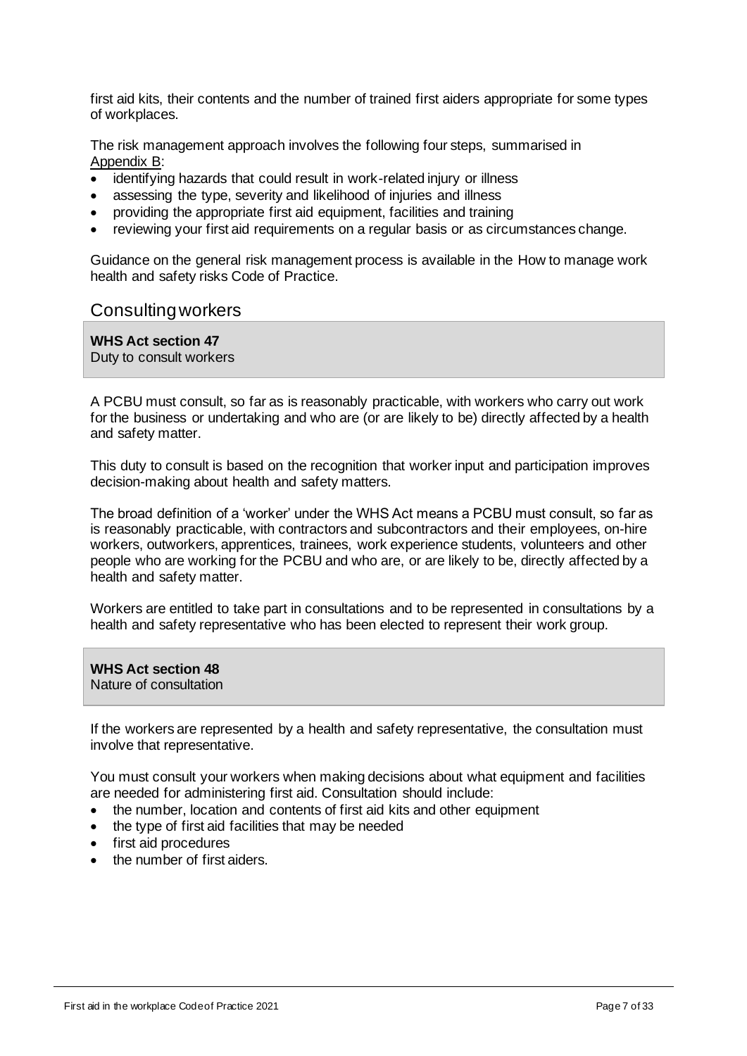first aid kits, their contents and the number of trained first aiders appropriate for some types of workplaces.

The risk management approach involves the following four steps, summarised in Appendix B:

- identifying hazards that could result in work-related injury or illness
- assessing the type, severity and likelihood of injuries and illness
- providing the appropriate first aid equipment, facilities and training
- reviewing your first aid requirements on a regular basis or as circumstances change.

Guidance on the general risk management process is available in the How to manage work health and safety risks Code of Practice.

## Consulting workers

**WHS Act section 47**
Duty to consult workers

A PCBU must consult, so far as is reasonably practicable, with workers who carry out work for the business or undertaking and who are (or are likely to be) directly affected by a health and safety matter.

This duty to consult is based on the recognition that worker input and participation improves decision-making about health and safety matters.

The broad definition of a 'worker' under the WHS Act means a PCBU must consult, so far as is reasonably practicable, with contractors and subcontractors and their employees, on-hire workers, outworkers, apprentices, trainees, work experience students, volunteers and other people who are working for the PCBU and who are, or are likely to be, directly affected by a health and safety matter.

Workers are entitled to take part in consultations and to be represented in consultations by a health and safety representative who has been elected to represent their work group.

**WHS Act section 48**
Nature of consultation

If the workers are represented by a health and safety representative, the consultation must involve that representative.

You must consult your workers when making decisions about what equipment and facilities are needed for administering first aid. Consultation should include:

- the number, location and contents of first aid kits and other equipment
- the type of first aid facilities that may be needed
- first aid procedures
- the number of first aiders.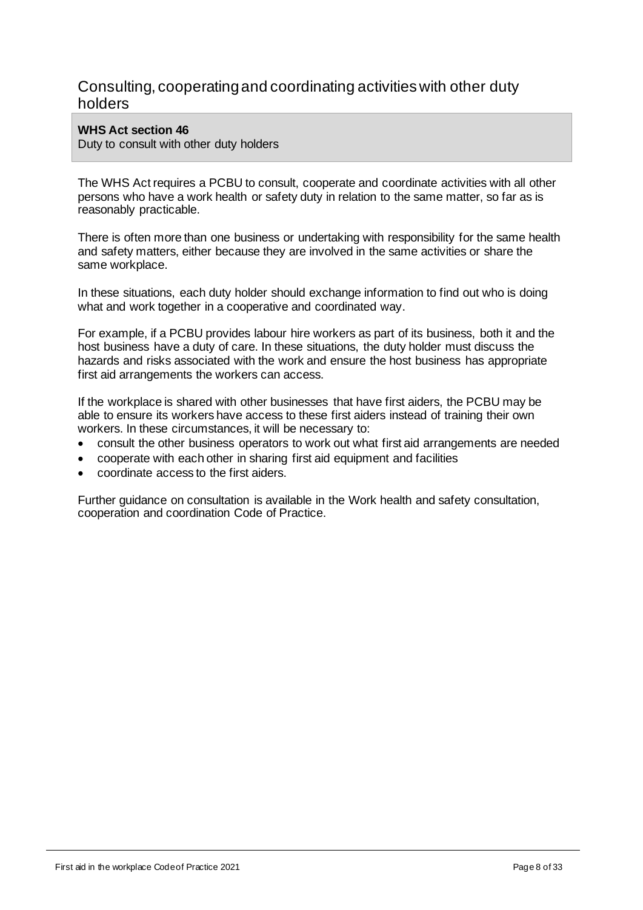## Consulting, cooperating and coordinating activities with other duty holders

> **WHS Act section 46**
> Duty to consult with other duty holders

The WHS Act requires a PCBU to consult, cooperate and coordinate activities with all other persons who have a work health or safety duty in relation to the same matter, so far as is reasonably practicable.

There is often more than one business or undertaking with responsibility for the same health and safety matters, either because they are involved in the same activities or share the same workplace.

In these situations, each duty holder should exchange information to find out who is doing what and work together in a cooperative and coordinated way.

For example, if a PCBU provides labour hire workers as part of its business, both it and the host business have a duty of care. In these situations, the duty holder must discuss the hazards and risks associated with the work and ensure the host business has appropriate first aid arrangements the workers can access.

If the workplace is shared with other businesses that have first aiders, the PCBU may be able to ensure its workers have access to these first aiders instead of training their own workers. In these circumstances, it will be necessary to:

- consult the other business operators to work out what first aid arrangements are needed
- cooperate with each other in sharing first aid equipment and facilities
- coordinate access to the first aiders.

Further guidance on consultation is available in the Work health and safety consultation, cooperation and coordination Code of Practice.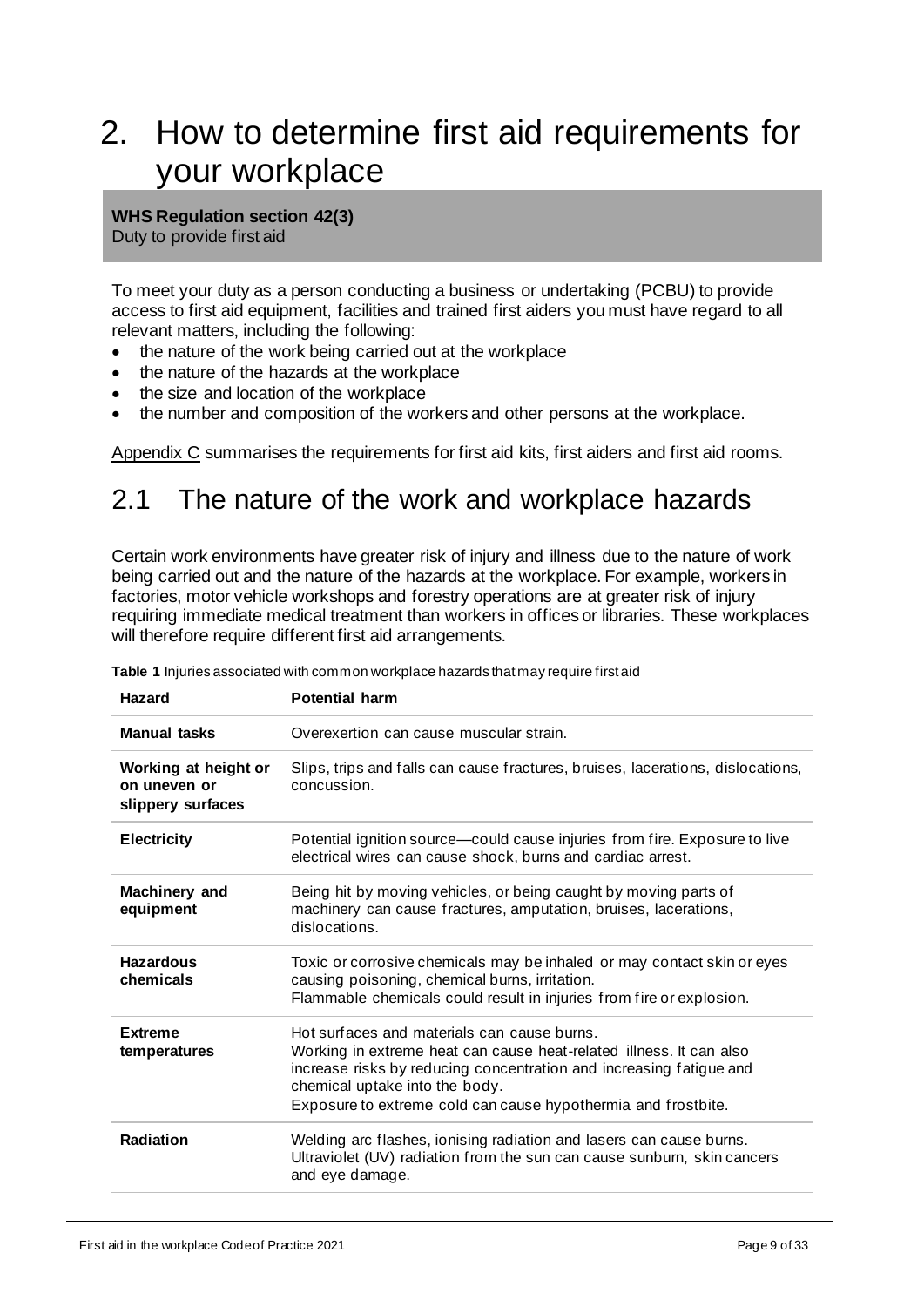# 2. How to determine first aid requirements for your workplace

**WHS Regulation section 42(3)**
Duty to provide first aid

To meet your duty as a person conducting a business or undertaking (PCBU) to provide access to first aid equipment, facilities and trained first aiders you must have regard to all relevant matters, including the following:

- the nature of the work being carried out at the workplace
- the nature of the hazards at the workplace
- the size and location of the workplace
- the number and composition of the workers and other persons at the workplace.

Appendix C summarises the requirements for first aid kits, first aiders and first aid rooms.

## 2.1 The nature of the work and workplace hazards

Certain work environments have greater risk of injury and illness due to the nature of work being carried out and the nature of the hazards at the workplace. For example, workers in factories, motor vehicle workshops and forestry operations are at greater risk of injury requiring immediate medical treatment than workers in offices or libraries. These workplaces will therefore require different first aid arrangements.

**Table 1** Injuries associated with common workplace hazards that may require first aid

| Hazard | Potential harm |
|---|---|
| **Manual tasks** | Overexertion can cause muscular strain. |
| **Working at height or on uneven or slippery surfaces** | Slips, trips and falls can cause fractures, bruises, lacerations, dislocations, concussion. |
| **Electricity** | Potential ignition source—could cause injuries from fire. Exposure to live electrical wires can cause shock, burns and cardiac arrest. |
| **Machinery and equipment** | Being hit by moving vehicles, or being caught by moving parts of machinery can cause fractures, amputation, bruises, lacerations, dislocations. |
| **Hazardous chemicals** | Toxic or corrosive chemicals may be inhaled or may contact skin or eyes causing poisoning, chemical burns, irritation.<br>Flammable chemicals could result in injuries from fire or explosion. |
| **Extreme temperatures** | Hot surfaces and materials can cause burns.<br>Working in extreme heat can cause heat-related illness. It can also increase risks by reducing concentration and increasing fatigue and chemical uptake into the body.<br>Exposure to extreme cold can cause hypothermia and frostbite. |
| **Radiation** | Welding arc flashes, ionising radiation and lasers can cause burns.<br>Ultraviolet (UV) radiation from the sun can cause sunburn, skin cancers and eye damage. |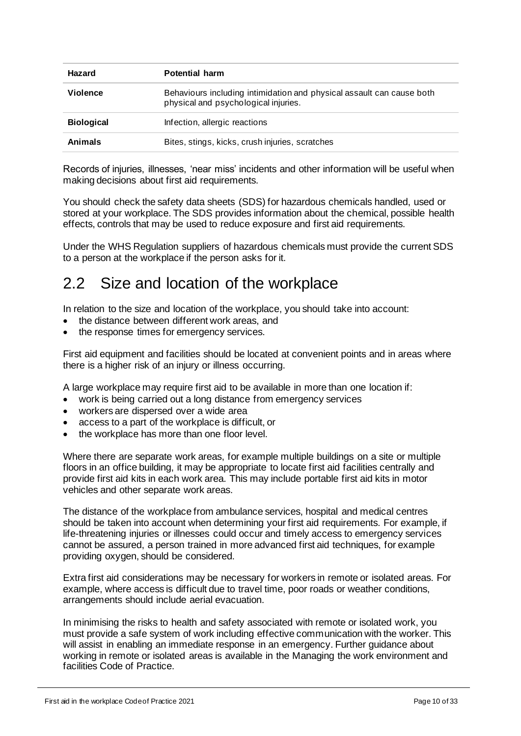| Hazard | Potential harm |
| --- | --- |
| **Violence** | Behaviours including intimidation and physical assault can cause both physical and psychological injuries. |
| **Biological** | Infection, allergic reactions |
| **Animals** | Bites, stings, kicks, crush injuries, scratches |

Records of injuries, illnesses, 'near miss' incidents and other information will be useful when making decisions about first aid requirements.

You should check the safety data sheets (SDS) for hazardous chemicals handled, used or stored at your workplace. The SDS provides information about the chemical, possible health effects, controls that may be used to reduce exposure and first aid requirements.

Under the WHS Regulation suppliers of hazardous chemicals must provide the current SDS to a person at the workplace if the person asks for it.

## 2.2 Size and location of the workplace

In relation to the size and location of the workplace, you should take into account:

- the distance between different work areas, and
- the response times for emergency services.

First aid equipment and facilities should be located at convenient points and in areas where there is a higher risk of an injury or illness occurring.

A large workplace may require first aid to be available in more than one location if:

- work is being carried out a long distance from emergency services
- workers are dispersed over a wide area
- access to a part of the workplace is difficult, or
- the workplace has more than one floor level.

Where there are separate work areas, for example multiple buildings on a site or multiple floors in an office building, it may be appropriate to locate first aid facilities centrally and provide first aid kits in each work area. This may include portable first aid kits in motor vehicles and other separate work areas.

The distance of the workplace from ambulance services, hospital and medical centres should be taken into account when determining your first aid requirements. For example, if life-threatening injuries or illnesses could occur and timely access to emergency services cannot be assured, a person trained in more advanced first aid techniques, for example providing oxygen, should be considered.

Extra first aid considerations may be necessary for workers in remote or isolated areas. For example, where access is difficult due to travel time, poor roads or weather conditions, arrangements should include aerial evacuation.

In minimising the risks to health and safety associated with remote or isolated work, you must provide a safe system of work including effective communication with the worker. This will assist in enabling an immediate response in an emergency. Further guidance about working in remote or isolated areas is available in the Managing the work environment and facilities Code of Practice.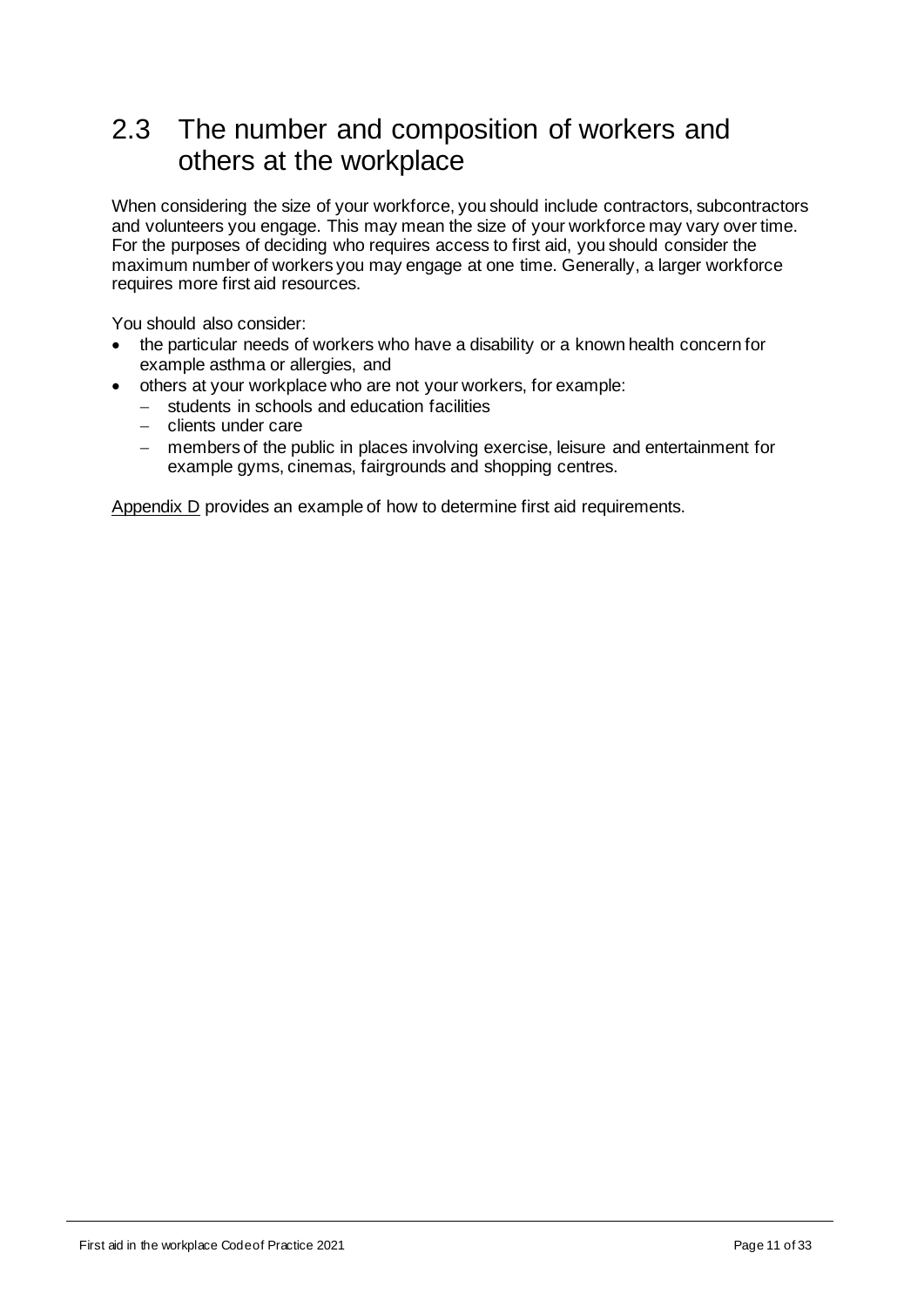## 2.3 The number and composition of workers and others at the workplace

When considering the size of your workforce, you should include contractors, subcontractors and volunteers you engage. This may mean the size of your workforce may vary over time. For the purposes of deciding who requires access to first aid, you should consider the maximum number of workers you may engage at one time. Generally, a larger workforce requires more first aid resources.

You should also consider:

- the particular needs of workers who have a disability or a known health concern for example asthma or allergies, and
- others at your workplace who are not your workers, for example:
  - students in schools and education facilities
  - clients under care
  - members of the public in places involving exercise, leisure and entertainment for example gyms, cinemas, fairgrounds and shopping centres.

Appendix D provides an example of how to determine first aid requirements.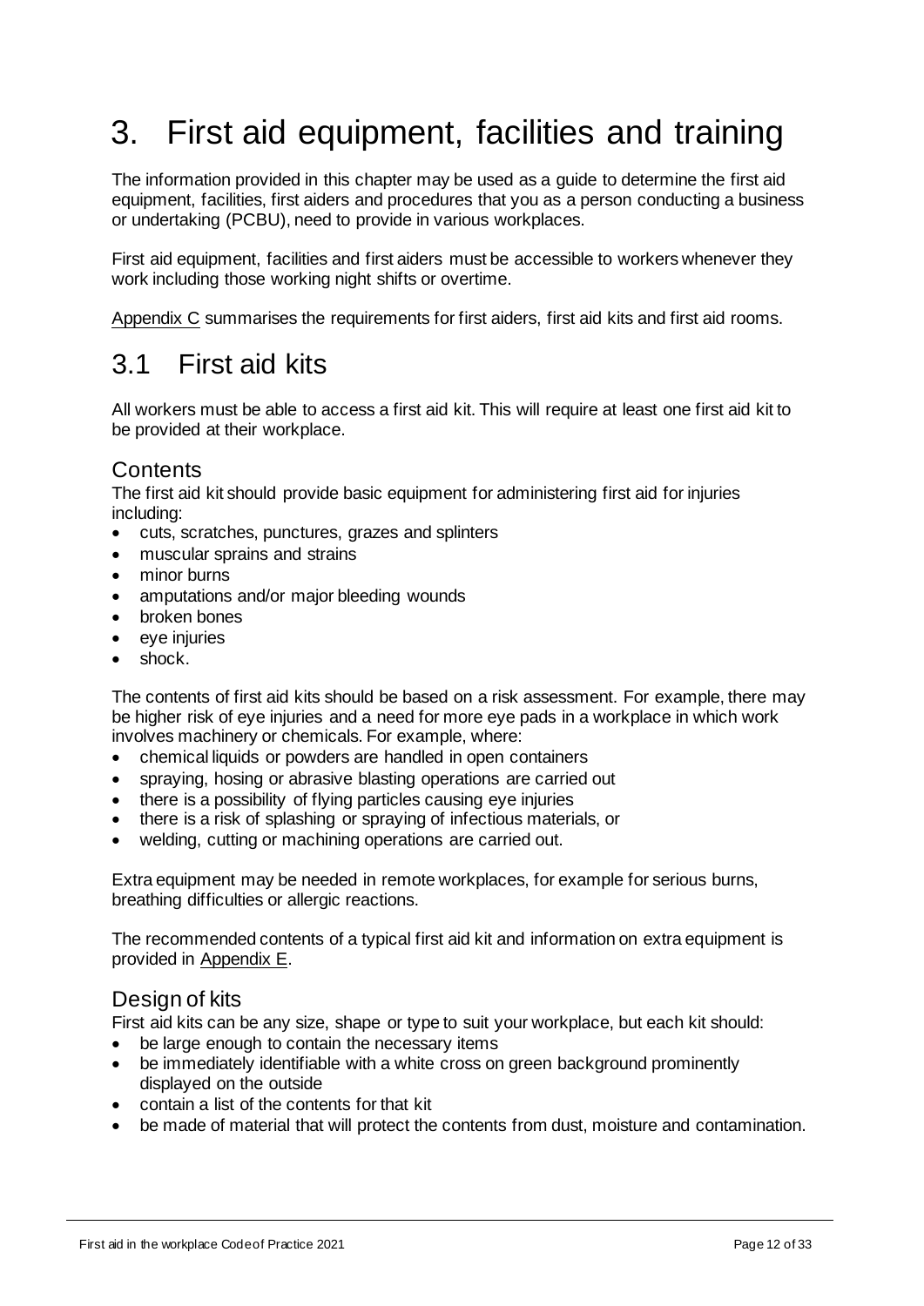# 3. First aid equipment, facilities and training

The information provided in this chapter may be used as a guide to determine the first aid equipment, facilities, first aiders and procedures that you as a person conducting a business or undertaking (PCBU), need to provide in various workplaces.

First aid equipment, facilities and first aiders must be accessible to workers whenever they work including those working night shifts or overtime.

Appendix C summarises the requirements for first aiders, first aid kits and first aid rooms.

## 3.1 First aid kits

All workers must be able to access a first aid kit. This will require at least one first aid kit to be provided at their workplace.

### Contents

The first aid kit should provide basic equipment for administering first aid for injuries including:

- cuts, scratches, punctures, grazes and splinters
- muscular sprains and strains
- minor burns
- amputations and/or major bleeding wounds
- broken bones
- eye injuries
- shock.

The contents of first aid kits should be based on a risk assessment. For example, there may be higher risk of eye injuries and a need for more eye pads in a workplace in which work involves machinery or chemicals. For example, where:

- chemical liquids or powders are handled in open containers
- spraying, hosing or abrasive blasting operations are carried out
- there is a possibility of flying particles causing eye injuries
- there is a risk of splashing or spraying of infectious materials, or
- welding, cutting or machining operations are carried out.

Extra equipment may be needed in remote workplaces, for example for serious burns, breathing difficulties or allergic reactions.

The recommended contents of a typical first aid kit and information on extra equipment is provided in Appendix E.

### Design of kits

First aid kits can be any size, shape or type to suit your workplace, but each kit should:

- be large enough to contain the necessary items
- be immediately identifiable with a white cross on green background prominently displayed on the outside
- contain a list of the contents for that kit
- be made of material that will protect the contents from dust, moisture and contamination.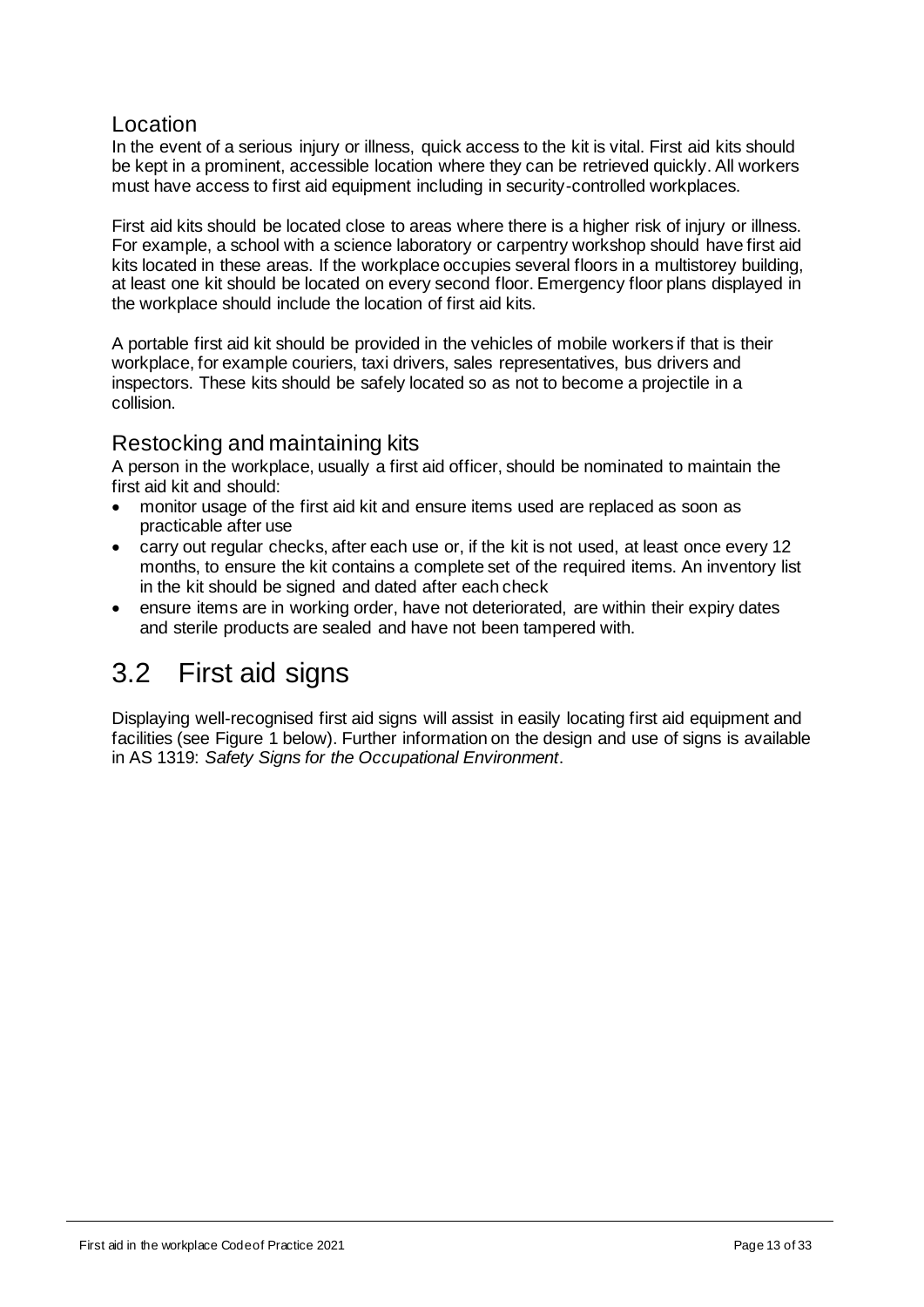### Location

In the event of a serious injury or illness, quick access to the kit is vital. First aid kits should be kept in a prominent, accessible location where they can be retrieved quickly. All workers must have access to first aid equipment including in security-controlled workplaces.

First aid kits should be located close to areas where there is a higher risk of injury or illness. For example, a school with a science laboratory or carpentry workshop should have first aid kits located in these areas. If the workplace occupies several floors in a multistorey building, at least one kit should be located on every second floor. Emergency floor plans displayed in the workplace should include the location of first aid kits.

A portable first aid kit should be provided in the vehicles of mobile workers if that is their workplace, for example couriers, taxi drivers, sales representatives, bus drivers and inspectors. These kits should be safely located so as not to become a projectile in a collision.

### Restocking and maintaining kits

A person in the workplace, usually a first aid officer, should be nominated to maintain the first aid kit and should:

- monitor usage of the first aid kit and ensure items used are replaced as soon as practicable after use
- carry out regular checks, after each use or, if the kit is not used, at least once every 12 months, to ensure the kit contains a complete set of the required items. An inventory list in the kit should be signed and dated after each check
- ensure items are in working order, have not deteriorated, are within their expiry dates and sterile products are sealed and have not been tampered with.

## 3.2 First aid signs

Displaying well-recognised first aid signs will assist in easily locating first aid equipment and facilities (see Figure 1 below). Further information on the design and use of signs is available in AS 1319: *Safety Signs for the Occupational Environment*.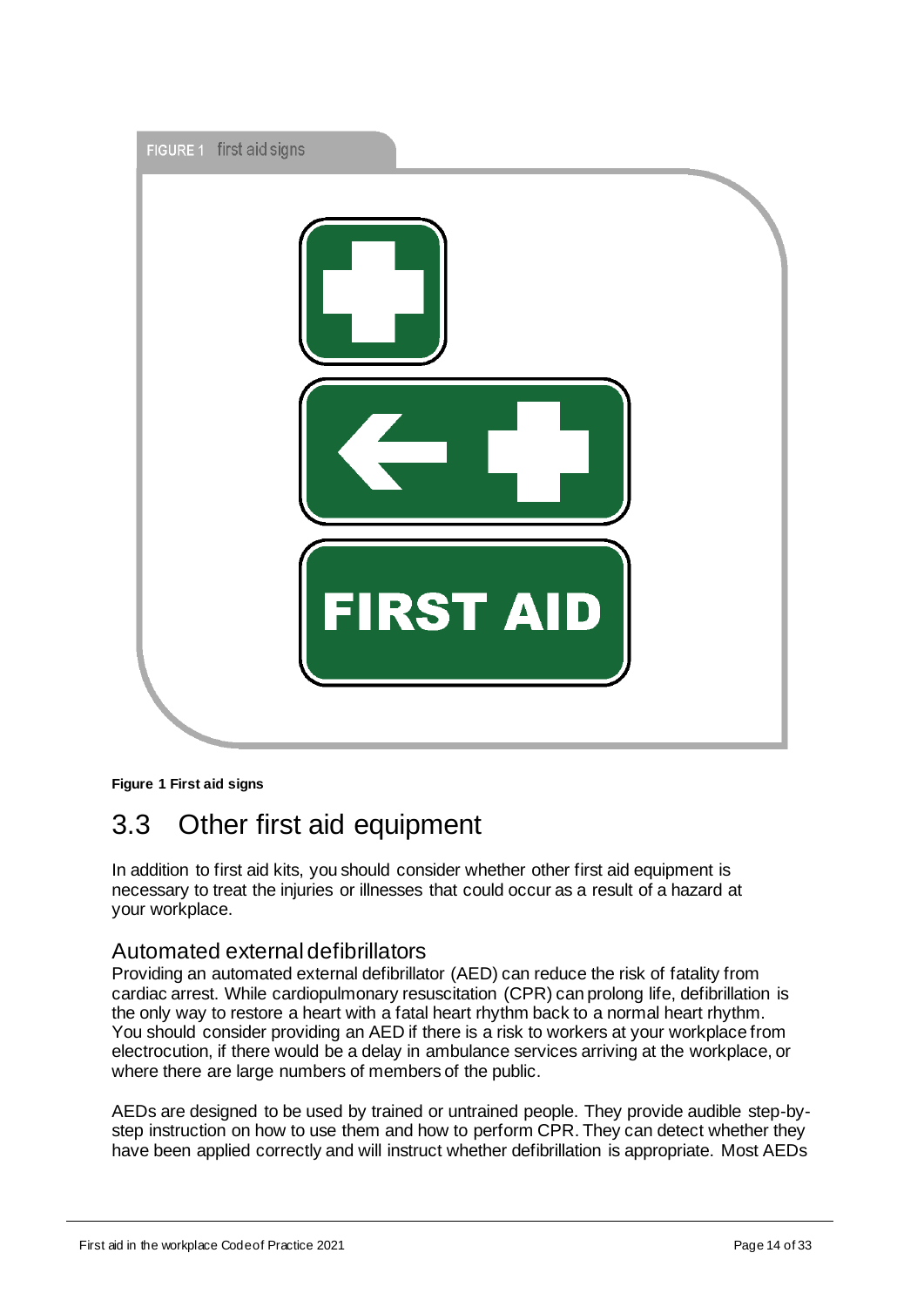FIGURE 1 first aid signs

FIRST AID

**Figure 1 First aid signs**

## 3.3 Other first aid equipment

In addition to first aid kits, you should consider whether other first aid equipment is necessary to treat the injuries or illnesses that could occur as a result of a hazard at your workplace.

### Automated external defibrillators

Providing an automated external defibrillator (AED) can reduce the risk of fatality from cardiac arrest. While cardiopulmonary resuscitation (CPR) can prolong life, defibrillation is the only way to restore a heart with a fatal heart rhythm back to a normal heart rhythm. You should consider providing an AED if there is a risk to workers at your workplace from electrocution, if there would be a delay in ambulance services arriving at the workplace, or where there are large numbers of members of the public.

AEDs are designed to be used by trained or untrained people. They provide audible step-by-step instruction on how to use them and how to perform CPR. They can detect whether they have been applied correctly and will instruct whether defibrillation is appropriate. Most AEDs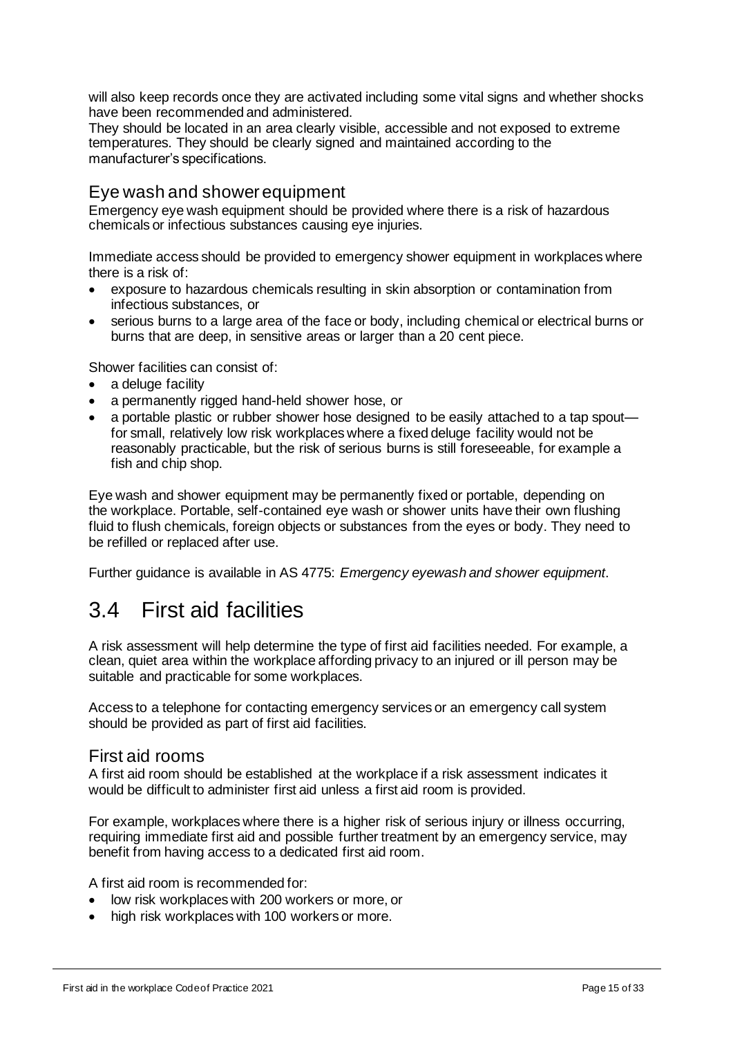will also keep records once they are activated including some vital signs and whether shocks have been recommended and administered.

They should be located in an area clearly visible, accessible and not exposed to extreme temperatures. They should be clearly signed and maintained according to the manufacturer's specifications.

### Eye wash and shower equipment

Emergency eye wash equipment should be provided where there is a risk of hazardous chemicals or infectious substances causing eye injuries.

Immediate access should be provided to emergency shower equipment in workplaces where there is a risk of:

- exposure to hazardous chemicals resulting in skin absorption or contamination from infectious substances, or
- serious burns to a large area of the face or body, including chemical or electrical burns or burns that are deep, in sensitive areas or larger than a 20 cent piece.

Shower facilities can consist of:

- a deluge facility
- a permanently rigged hand-held shower hose, or
- a portable plastic or rubber shower hose designed to be easily attached to a tap spout—for small, relatively low risk workplaces where a fixed deluge facility would not be reasonably practicable, but the risk of serious burns is still foreseeable, for example a fish and chip shop.

Eye wash and shower equipment may be permanently fixed or portable, depending on the workplace. Portable, self-contained eye wash or shower units have their own flushing fluid to flush chemicals, foreign objects or substances from the eyes or body. They need to be refilled or replaced after use.

Further guidance is available in AS 4775: *Emergency eyewash and shower equipment*.

## 3.4 First aid facilities

A risk assessment will help determine the type of first aid facilities needed. For example, a clean, quiet area within the workplace affording privacy to an injured or ill person may be suitable and practicable for some workplaces.

Access to a telephone for contacting emergency services or an emergency call system should be provided as part of first aid facilities.

### First aid rooms

A first aid room should be established at the workplace if a risk assessment indicates it would be difficult to administer first aid unless a first aid room is provided.

For example, workplaces where there is a higher risk of serious injury or illness occurring, requiring immediate first aid and possible further treatment by an emergency service, may benefit from having access to a dedicated first aid room.

A first aid room is recommended for:

- low risk workplaces with 200 workers or more, or
- high risk workplaces with 100 workers or more.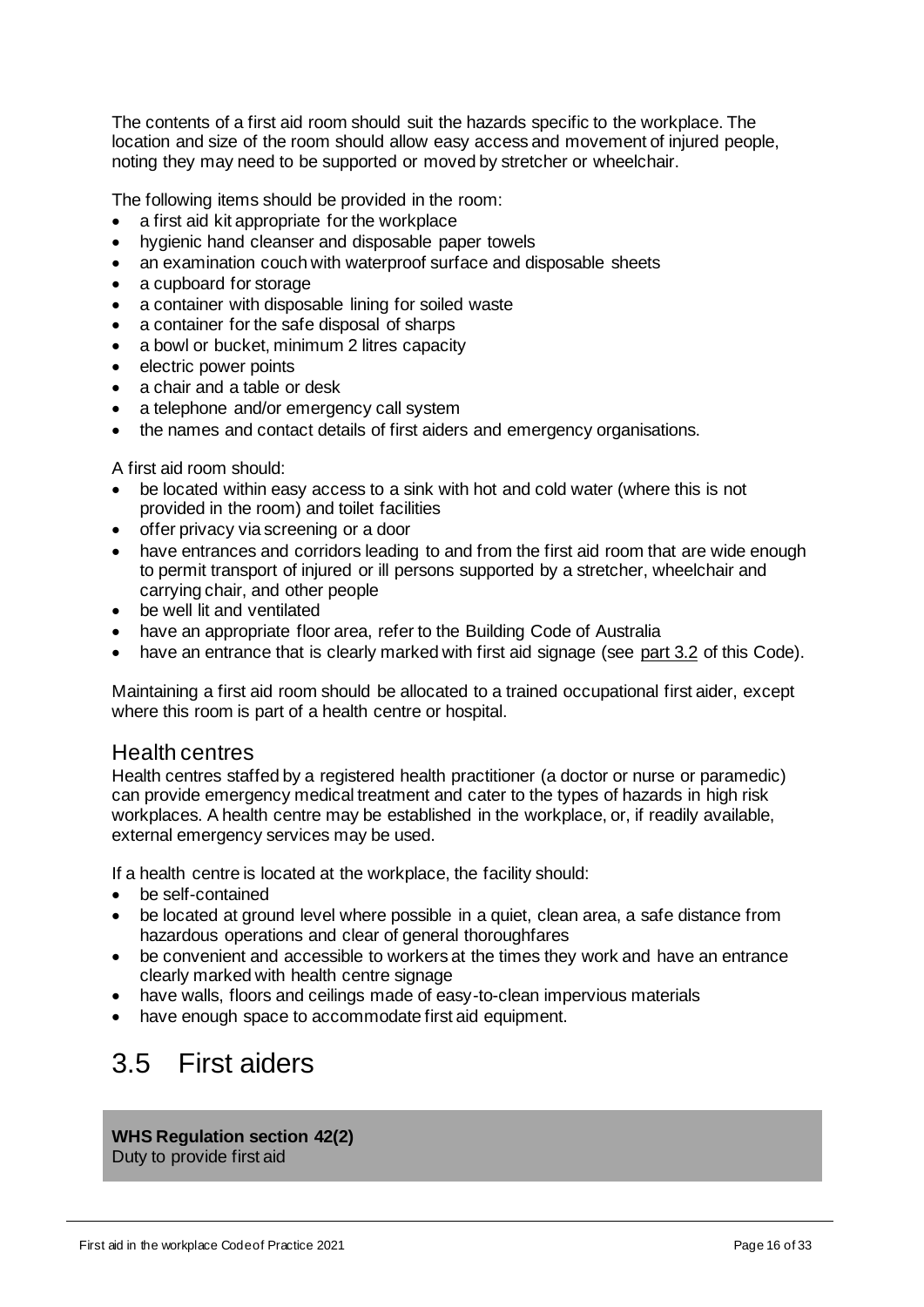The contents of a first aid room should suit the hazards specific to the workplace. The location and size of the room should allow easy access and movement of injured people, noting they may need to be supported or moved by stretcher or wheelchair.

The following items should be provided in the room:

- a first aid kit appropriate for the workplace
- hygienic hand cleanser and disposable paper towels
- an examination couch with waterproof surface and disposable sheets
- a cupboard for storage
- a container with disposable lining for soiled waste
- a container for the safe disposal of sharps
- a bowl or bucket, minimum 2 litres capacity
- electric power points
- a chair and a table or desk
- a telephone and/or emergency call system
- the names and contact details of first aiders and emergency organisations.

A first aid room should:

- be located within easy access to a sink with hot and cold water (where this is not provided in the room) and toilet facilities
- offer privacy via screening or a door
- have entrances and corridors leading to and from the first aid room that are wide enough to permit transport of injured or ill persons supported by a stretcher, wheelchair and carrying chair, and other people
- be well lit and ventilated
- have an appropriate floor area, refer to the Building Code of Australia
- have an entrance that is clearly marked with first aid signage (see part 3.2 of this Code).

Maintaining a first aid room should be allocated to a trained occupational first aider, except where this room is part of a health centre or hospital.

### Health centres

Health centres staffed by a registered health practitioner (a doctor or nurse or paramedic) can provide emergency medical treatment and cater to the types of hazards in high risk workplaces. A health centre may be established in the workplace, or, if readily available, external emergency services may be used.

If a health centre is located at the workplace, the facility should:

- be self-contained
- be located at ground level where possible in a quiet, clean area, a safe distance from hazardous operations and clear of general thoroughfares
- be convenient and accessible to workers at the times they work and have an entrance clearly marked with health centre signage
- have walls, floors and ceilings made of easy-to-clean impervious materials
- have enough space to accommodate first aid equipment.

## 3.5 First aiders

**WHS Regulation section 42(2)**
Duty to provide first aid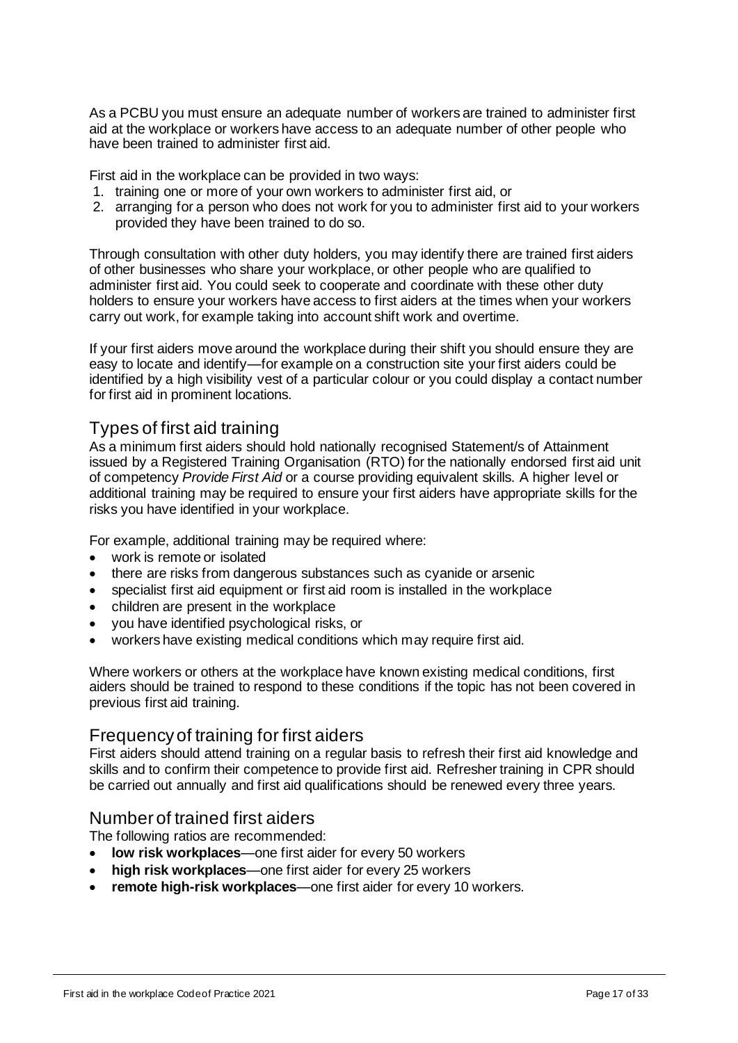As a PCBU you must ensure an adequate number of workers are trained to administer first aid at the workplace or workers have access to an adequate number of other people who have been trained to administer first aid.

First aid in the workplace can be provided in two ways:

1. training one or more of your own workers to administer first aid, or
2. arranging for a person who does not work for you to administer first aid to your workers provided they have been trained to do so.

Through consultation with other duty holders, you may identify there are trained first aiders of other businesses who share your workplace, or other people who are qualified to administer first aid. You could seek to cooperate and coordinate with these other duty holders to ensure your workers have access to first aiders at the times when your workers carry out work, for example taking into account shift work and overtime.

If your first aiders move around the workplace during their shift you should ensure they are easy to locate and identify—for example on a construction site your first aiders could be identified by a high visibility vest of a particular colour or you could display a contact number for first aid in prominent locations.

## Types of first aid training

As a minimum first aiders should hold nationally recognised Statement/s of Attainment issued by a Registered Training Organisation (RTO) for the nationally endorsed first aid unit of competency *Provide First Aid* or a course providing equivalent skills. A higher level or additional training may be required to ensure your first aiders have appropriate skills for the risks you have identified in your workplace.

For example, additional training may be required where:

- work is remote or isolated
- there are risks from dangerous substances such as cyanide or arsenic
- specialist first aid equipment or first aid room is installed in the workplace
- children are present in the workplace
- you have identified psychological risks, or
- workers have existing medical conditions which may require first aid.

Where workers or others at the workplace have known existing medical conditions, first aiders should be trained to respond to these conditions if the topic has not been covered in previous first aid training.

## Frequency of training for first aiders

First aiders should attend training on a regular basis to refresh their first aid knowledge and skills and to confirm their competence to provide first aid. Refresher training in CPR should be carried out annually and first aid qualifications should be renewed every three years.

## Number of trained first aiders

The following ratios are recommended:

- **low risk workplaces**—one first aider for every 50 workers
- **high risk workplaces**—one first aider for every 25 workers
- **remote high-risk workplaces**—one first aider for every 10 workers.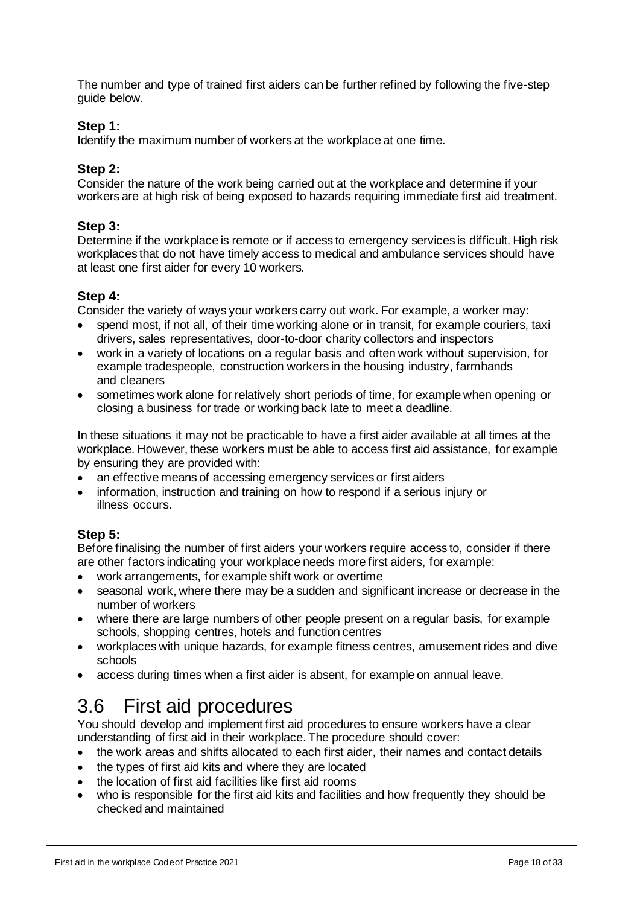The number and type of trained first aiders can be further refined by following the five-step guide below.

**Step 1:**

Identify the maximum number of workers at the workplace at one time.

**Step 2:**

Consider the nature of the work being carried out at the workplace and determine if your workers are at high risk of being exposed to hazards requiring immediate first aid treatment.

**Step 3:**

Determine if the workplace is remote or if access to emergency services is difficult. High risk workplaces that do not have timely access to medical and ambulance services should have at least one first aider for every 10 workers.

**Step 4:**

Consider the variety of ways your workers carry out work. For example, a worker may:

- spend most, if not all, of their time working alone or in transit, for example couriers, taxi drivers, sales representatives, door-to-door charity collectors and inspectors
- work in a variety of locations on a regular basis and often work without supervision, for example tradespeople, construction workers in the housing industry, farmhands and cleaners
- sometimes work alone for relatively short periods of time, for example when opening or closing a business for trade or working back late to meet a deadline.

In these situations it may not be practicable to have a first aider available at all times at the workplace. However, these workers must be able to access first aid assistance, for example by ensuring they are provided with:

- an effective means of accessing emergency services or first aiders
- information, instruction and training on how to respond if a serious injury or illness occurs.

**Step 5:**

Before finalising the number of first aiders your workers require access to, consider if there are other factors indicating your workplace needs more first aiders, for example:

- work arrangements, for example shift work or overtime
- seasonal work, where there may be a sudden and significant increase or decrease in the number of workers
- where there are large numbers of other people present on a regular basis, for example schools, shopping centres, hotels and function centres
- workplaces with unique hazards, for example fitness centres, amusement rides and dive schools
- access during times when a first aider is absent, for example on annual leave.

## 3.6 First aid procedures

You should develop and implement first aid procedures to ensure workers have a clear understanding of first aid in their workplace. The procedure should cover:

- the work areas and shifts allocated to each first aider, their names and contact details
- the types of first aid kits and where they are located
- the location of first aid facilities like first aid rooms
- who is responsible for the first aid kits and facilities and how frequently they should be checked and maintained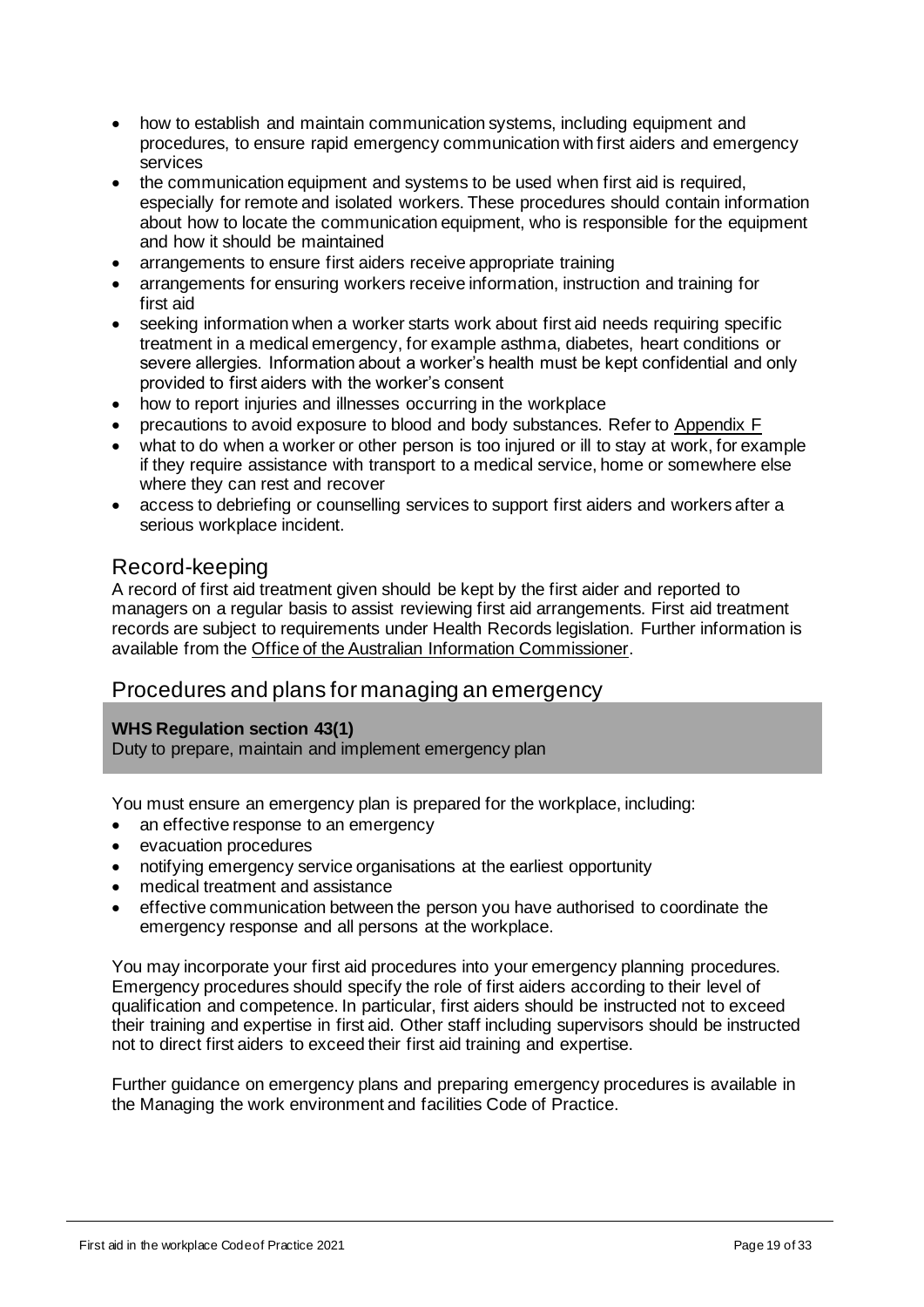- how to establish and maintain communication systems, including equipment and procedures, to ensure rapid emergency communication with first aiders and emergency services
- the communication equipment and systems to be used when first aid is required, especially for remote and isolated workers. These procedures should contain information about how to locate the communication equipment, who is responsible for the equipment and how it should be maintained
- arrangements to ensure first aiders receive appropriate training
- arrangements for ensuring workers receive information, instruction and training for first aid
- seeking information when a worker starts work about first aid needs requiring specific treatment in a medical emergency, for example asthma, diabetes, heart conditions or severe allergies. Information about a worker's health must be kept confidential and only provided to first aiders with the worker's consent
- how to report injuries and illnesses occurring in the workplace
- precautions to avoid exposure to blood and body substances. Refer to Appendix F
- what to do when a worker or other person is too injured or ill to stay at work, for example if they require assistance with transport to a medical service, home or somewhere else where they can rest and recover
- access to debriefing or counselling services to support first aiders and workers after a serious workplace incident.

## Record-keeping

A record of first aid treatment given should be kept by the first aider and reported to managers on a regular basis to assist reviewing first aid arrangements. First aid treatment records are subject to requirements under Health Records legislation. Further information is available from the Office of the Australian Information Commissioner.

## Procedures and plans for managing an emergency

**WHS Regulation section 43(1)**
Duty to prepare, maintain and implement emergency plan

You must ensure an emergency plan is prepared for the workplace, including:

- an effective response to an emergency
- evacuation procedures
- notifying emergency service organisations at the earliest opportunity
- medical treatment and assistance
- effective communication between the person you have authorised to coordinate the emergency response and all persons at the workplace.

You may incorporate your first aid procedures into your emergency planning procedures. Emergency procedures should specify the role of first aiders according to their level of qualification and competence. In particular, first aiders should be instructed not to exceed their training and expertise in first aid. Other staff including supervisors should be instructed not to direct first aiders to exceed their first aid training and expertise.

Further guidance on emergency plans and preparing emergency procedures is available in the Managing the work environment and facilities Code of Practice.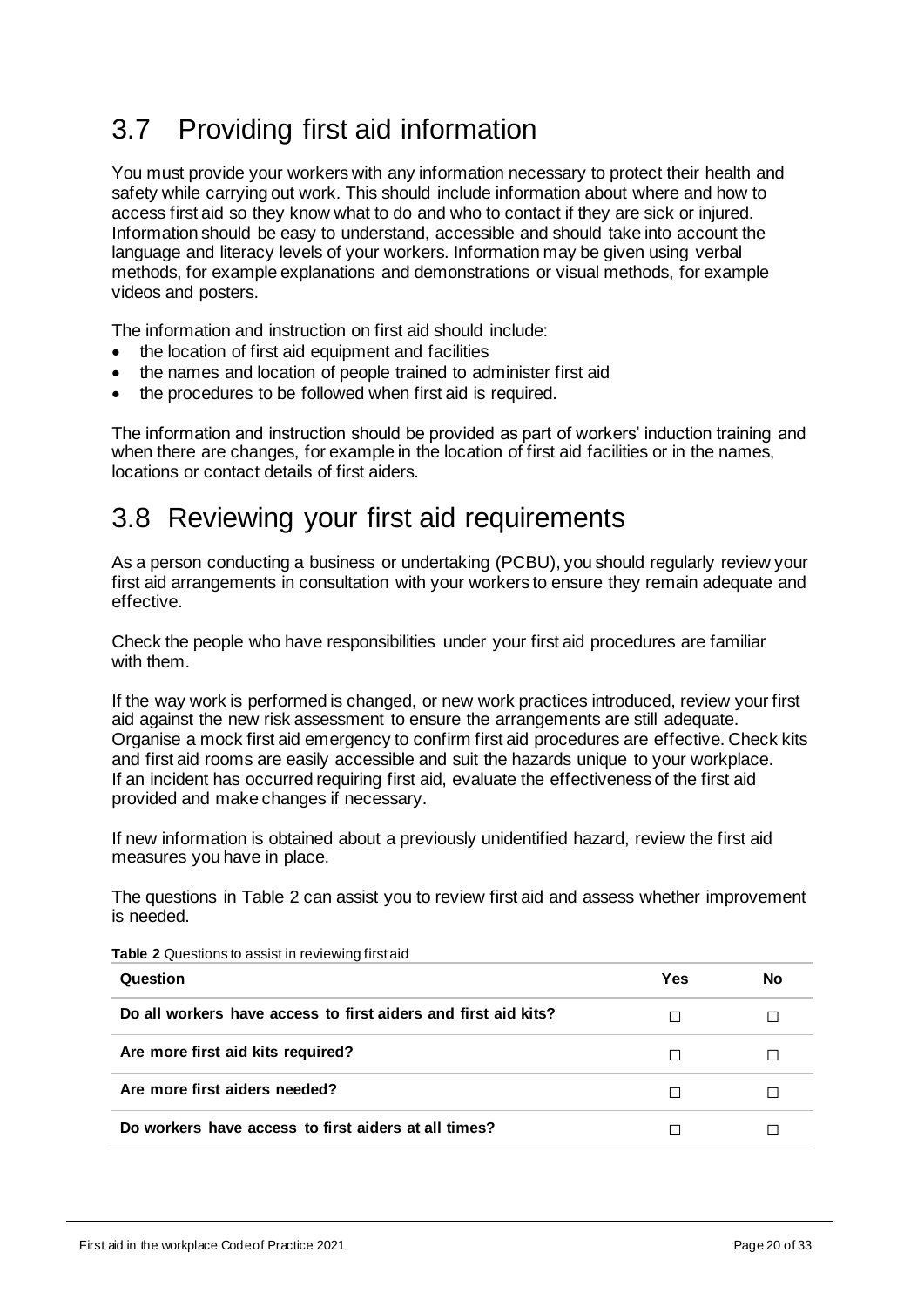## 3.7 Providing first aid information

You must provide your workers with any information necessary to protect their health and safety while carrying out work. This should include information about where and how to access first aid so they know what to do and who to contact if they are sick or injured. Information should be easy to understand, accessible and should take into account the language and literacy levels of your workers. Information may be given using verbal methods, for example explanations and demonstrations or visual methods, for example videos and posters.

The information and instruction on first aid should include:

- the location of first aid equipment and facilities
- the names and location of people trained to administer first aid
- the procedures to be followed when first aid is required.

The information and instruction should be provided as part of workers' induction training and when there are changes, for example in the location of first aid facilities or in the names, locations or contact details of first aiders.

## 3.8 Reviewing your first aid requirements

As a person conducting a business or undertaking (PCBU), you should regularly review your first aid arrangements in consultation with your workers to ensure they remain adequate and effective.

Check the people who have responsibilities under your first aid procedures are familiar with them.

If the way work is performed is changed, or new work practices introduced, review your first aid against the new risk assessment to ensure the arrangements are still adequate. Organise a mock first aid emergency to confirm first aid procedures are effective. Check kits and first aid rooms are easily accessible and suit the hazards unique to your workplace. If an incident has occurred requiring first aid, evaluate the effectiveness of the first aid provided and make changes if necessary.

If new information is obtained about a previously unidentified hazard, review the first aid measures you have in place.

The questions in Table 2 can assist you to review first aid and assess whether improvement is needed.

**Table 2** Questions to assist in reviewing first aid

| Question | Yes | No |
|---|---|---|
| **Do all workers have access to first aiders and first aid kits?** | ☐ | ☐ |
| **Are more first aid kits required?** | ☐ | ☐ |
| **Are more first aiders needed?** | ☐ | ☐ |
| **Do workers have access to first aiders at all times?** | ☐ | ☐ |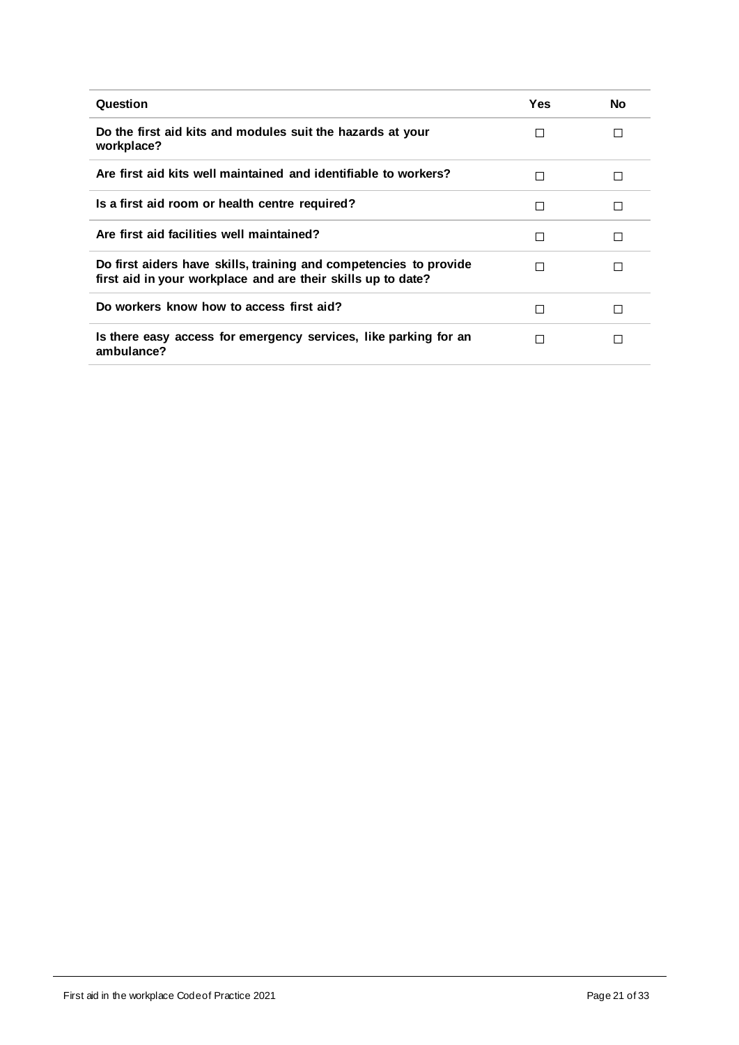| Question | Yes | No |
|---|---|---|
| **Do the first aid kits and modules suit the hazards at your workplace?** | ☐ | ☐ |
| **Are first aid kits well maintained and identifiable to workers?** | ☐ | ☐ |
| **Is a first aid room or health centre required?** | ☐ | ☐ |
| **Are first aid facilities well maintained?** | ☐ | ☐ |
| **Do first aiders have skills, training and competencies to provide first aid in your workplace and are their skills up to date?** | ☐ | ☐ |
| **Do workers know how to access first aid?** | ☐ | ☐ |
| **Is there easy access for emergency services, like parking for an ambulance?** | ☐ | ☐ |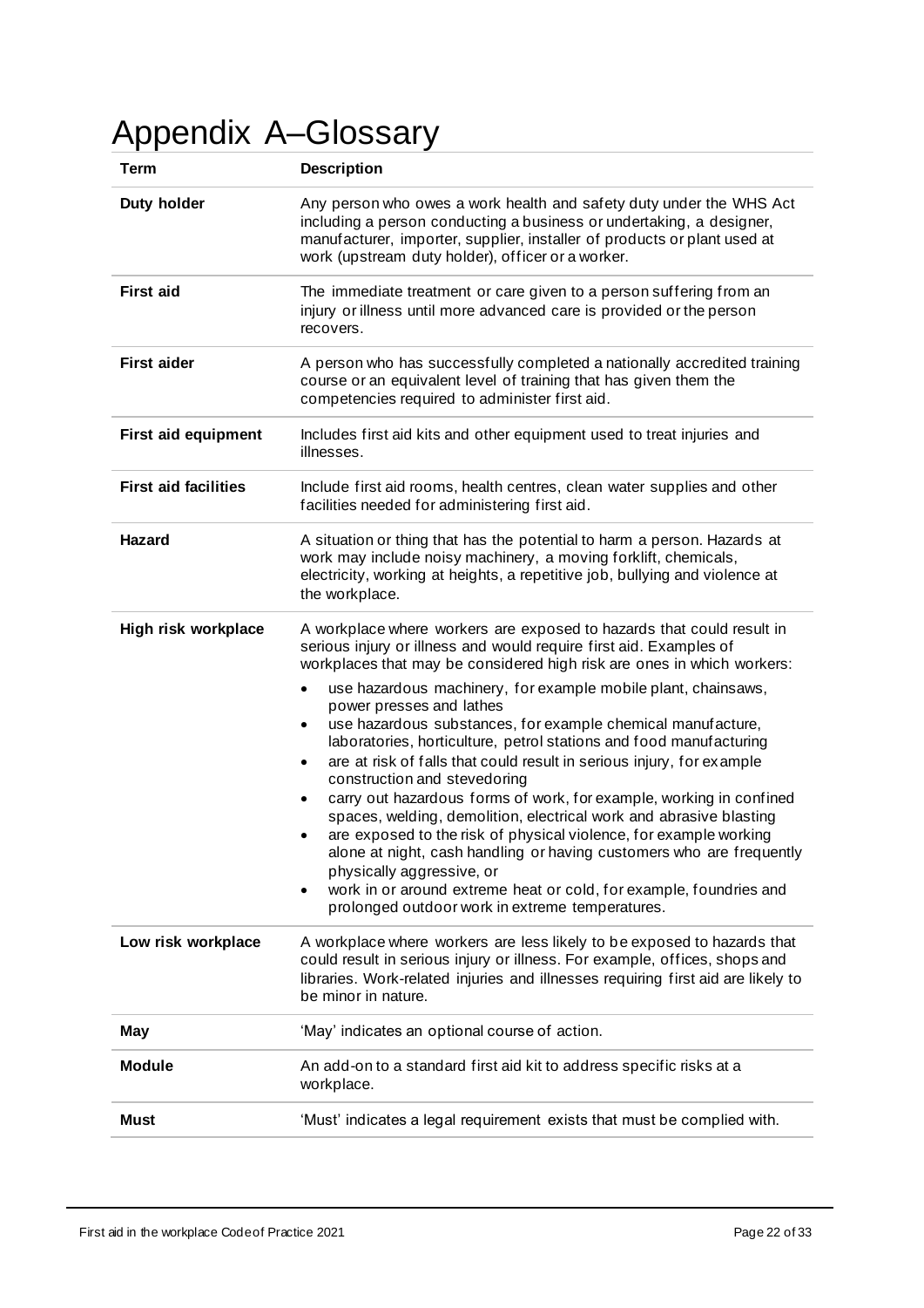# Appendix A–Glossary

| Term | Description |
| --- | --- |
| **Duty holder** | Any person who owes a work health and safety duty under the WHS Act including a person conducting a business or undertaking, a designer, manufacturer, importer, supplier, installer of products or plant used at work (upstream duty holder), officer or a worker. |
| **First aid** | The immediate treatment or care given to a person suffering from an injury or illness until more advanced care is provided or the person recovers. |
| **First aider** | A person who has successfully completed a nationally accredited training course or an equivalent level of training that has given them the competencies required to administer first aid. |
| **First aid equipment** | Includes first aid kits and other equipment used to treat injuries and illnesses. |
| **First aid facilities** | Include first aid rooms, health centres, clean water supplies and other facilities needed for administering first aid. |
| **Hazard** | A situation or thing that has the potential to harm a person. Hazards at work may include noisy machinery, a moving forklift, chemicals, electricity, working at heights, a repetitive job, bullying and violence at the workplace. |
| **High risk workplace** | A workplace where workers are exposed to hazards that could result in serious injury or illness and would require first aid. Examples of workplaces that may be considered high risk are ones in which workers:<br>• use hazardous machinery, for example mobile plant, chainsaws, power presses and lathes<br>• use hazardous substances, for example chemical manufacture, laboratories, horticulture, petrol stations and food manufacturing<br>• are at risk of falls that could result in serious injury, for example construction and stevedoring<br>• carry out hazardous forms of work, for example, working in confined spaces, welding, demolition, electrical work and abrasive blasting<br>• are exposed to the risk of physical violence, for example working alone at night, cash handling or having customers who are frequently physically aggressive, or<br>• work in or around extreme heat or cold, for example, foundries and prolonged outdoor work in extreme temperatures. |
| **Low risk workplace** | A workplace where workers are less likely to be exposed to hazards that could result in serious injury or illness. For example, offices, shops and libraries. Work-related injuries and illnesses requiring first aid are likely to be minor in nature. |
| **May** | 'May' indicates an optional course of action. |
| **Module** | An add-on to a standard first aid kit to address specific risks at a workplace. |
| **Must** | 'Must' indicates a legal requirement exists that must be complied with. |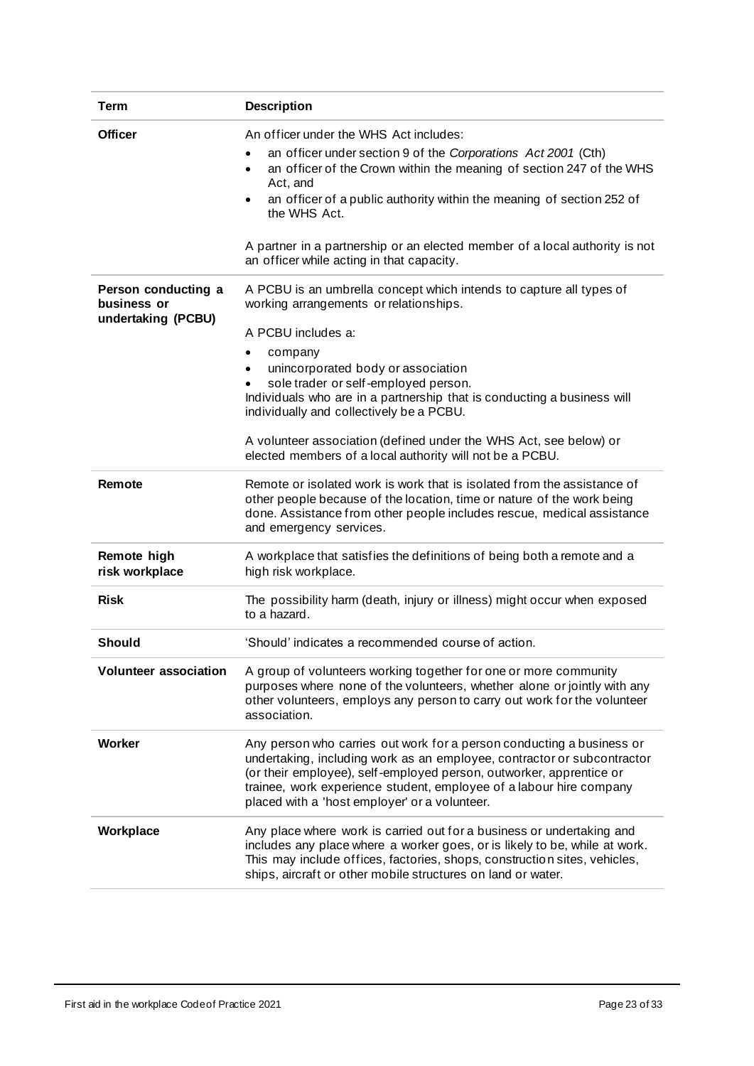| Term | Description |
|---|---|
| **Officer** | An officer under the WHS Act includes:<br>• an officer under section 9 of the *Corporations Act 2001* (Cth)<br>• an officer of the Crown within the meaning of section 247 of the WHS Act, and<br>• an officer of a public authority within the meaning of section 252 of the WHS Act.<br><br>A partner in a partnership or an elected member of a local authority is not an officer while acting in that capacity. |
| **Person conducting a business or undertaking (PCBU)** | A PCBU is an umbrella concept which intends to capture all types of working arrangements or relationships.<br><br>A PCBU includes a:<br>• company<br>• unincorporated body or association<br>• sole trader or self-employed person.<br>Individuals who are in a partnership that is conducting a business will individually and collectively be a PCBU.<br><br>A volunteer association (defined under the WHS Act, see below) or elected members of a local authority will not be a PCBU. |
| **Remote** | Remote or isolated work is work that is isolated from the assistance of other people because of the location, time or nature of the work being done. Assistance from other people includes rescue, medical assistance and emergency services. |
| **Remote high risk workplace** | A workplace that satisfies the definitions of being both a remote and a high risk workplace. |
| **Risk** | The possibility harm (death, injury or illness) might occur when exposed to a hazard. |
| **Should** | 'Should' indicates a recommended course of action. |
| **Volunteer association** | A group of volunteers working together for one or more community purposes where none of the volunteers, whether alone or jointly with any other volunteers, employs any person to carry out work for the volunteer association. |
| **Worker** | Any person who carries out work for a person conducting a business or undertaking, including work as an employee, contractor or subcontractor (or their employee), self-employed person, outworker, apprentice or trainee, work experience student, employee of a labour hire company placed with a 'host employer' or a volunteer. |
| **Workplace** | Any place where work is carried out for a business or undertaking and includes any place where a worker goes, or is likely to be, while at work. This may include offices, factories, shops, construction sites, vehicles, ships, aircraft or other mobile structures on land or water. |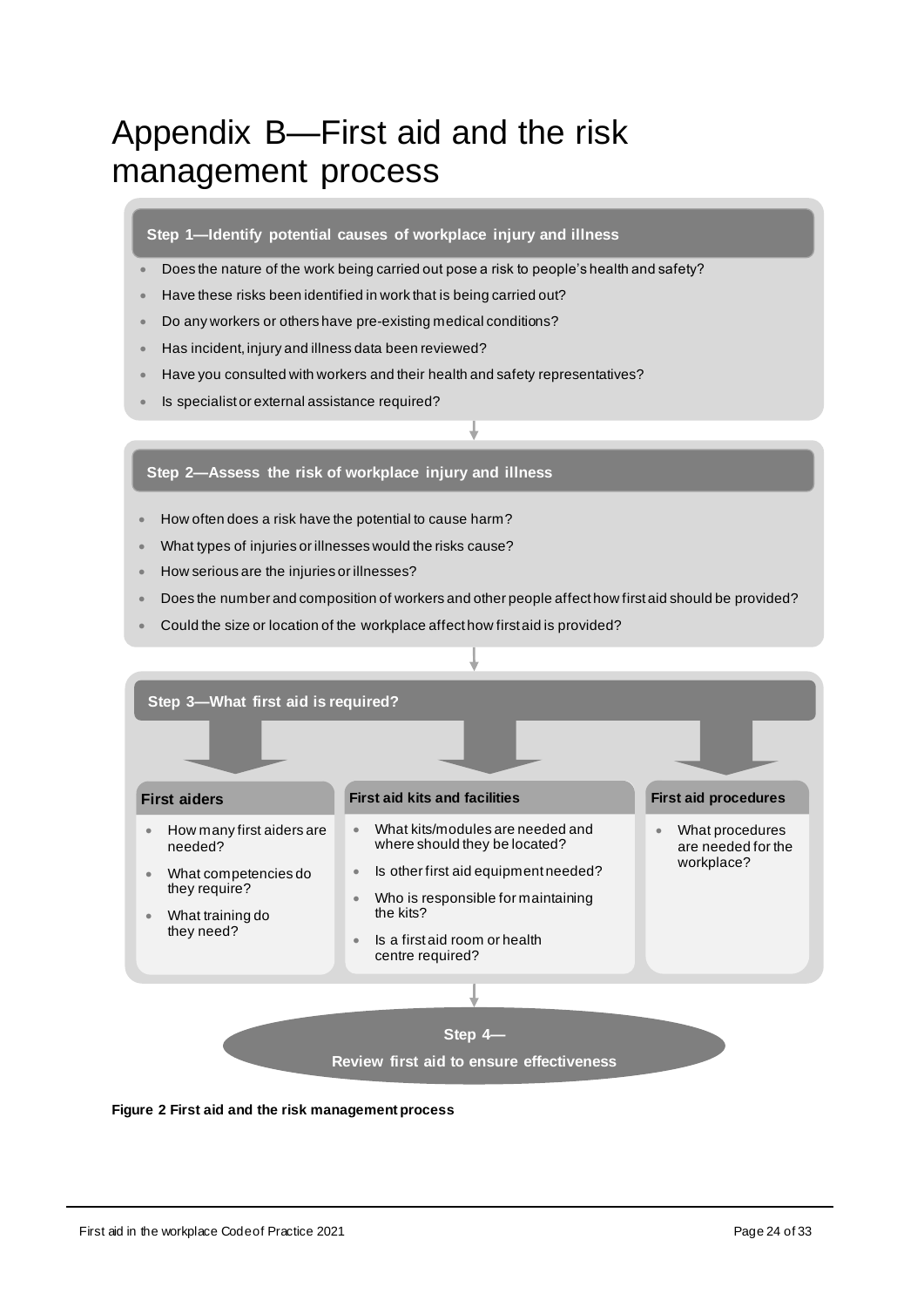# Appendix B—First aid and the risk management process

**Step 1—Identify potential causes of workplace injury and illness**

- Does the nature of the work being carried out pose a risk to people's health and safety?
- Have these risks been identified in work that is being carried out?
- Do any workers or others have pre-existing medical conditions?
- Has incident, injury and illness data been reviewed?
- Have you consulted with workers and their health and safety representatives?
- Is specialist or external assistance required?

**Step 2—Assess the risk of workplace injury and illness**

- How often does a risk have the potential to cause harm?
- What types of injuries or illnesses would the risks cause?
- How serious are the injuries or illnesses?
- Does the number and composition of workers and other people affect how first aid should be provided?
- Could the size or location of the workplace affect how first aid is provided?

**Step 3—What first aid is required?**

**First aiders**

- How many first aiders are needed?
- What competencies do they require?
- What training do they need?

**First aid kits and facilities**

- What kits/modules are needed and where should they be located?
- Is other first aid equipment needed?
- Who is responsible for maintaining the kits?
- Is a first aid room or health centre required?

**First aid procedures**

- What procedures are needed for the workplace?

**Step 4— Review first aid to ensure effectiveness**

**Figure 2 First aid and the risk management process**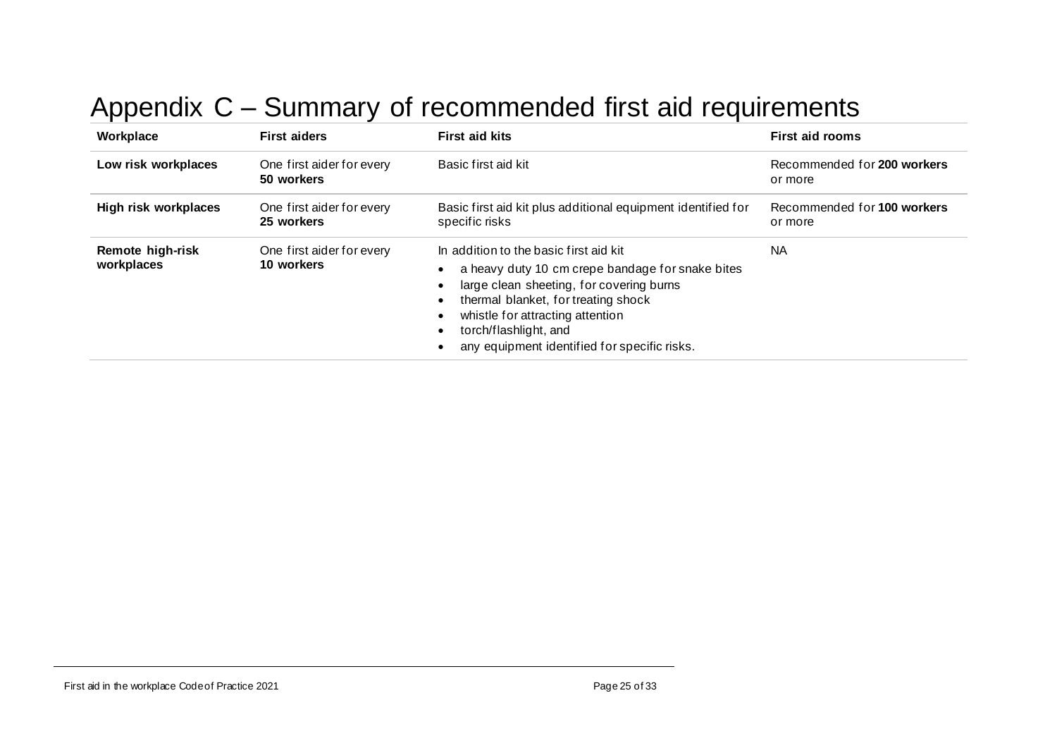# Appendix C – Summary of recommended first aid requirements

| Workplace | First aiders | First aid kits | First aid rooms |
| --- | --- | --- | --- |
| **Low risk workplaces** | One first aider for every **50 workers** | Basic first aid kit | Recommended for **200 workers** or more |
| **High risk workplaces** | One first aider for every **25 workers** | Basic first aid kit plus additional equipment identified for specific risks | Recommended for **100 workers** or more |
| **Remote high-risk workplaces** | One first aider for every **10 workers** | In addition to the basic first aid kit<br>• a heavy duty 10 cm crepe bandage for snake bites<br>• large clean sheeting, for covering burns<br>• thermal blanket, for treating shock<br>• whistle for attracting attention<br>• torch/flashlight, and<br>• any equipment identified for specific risks. | NA |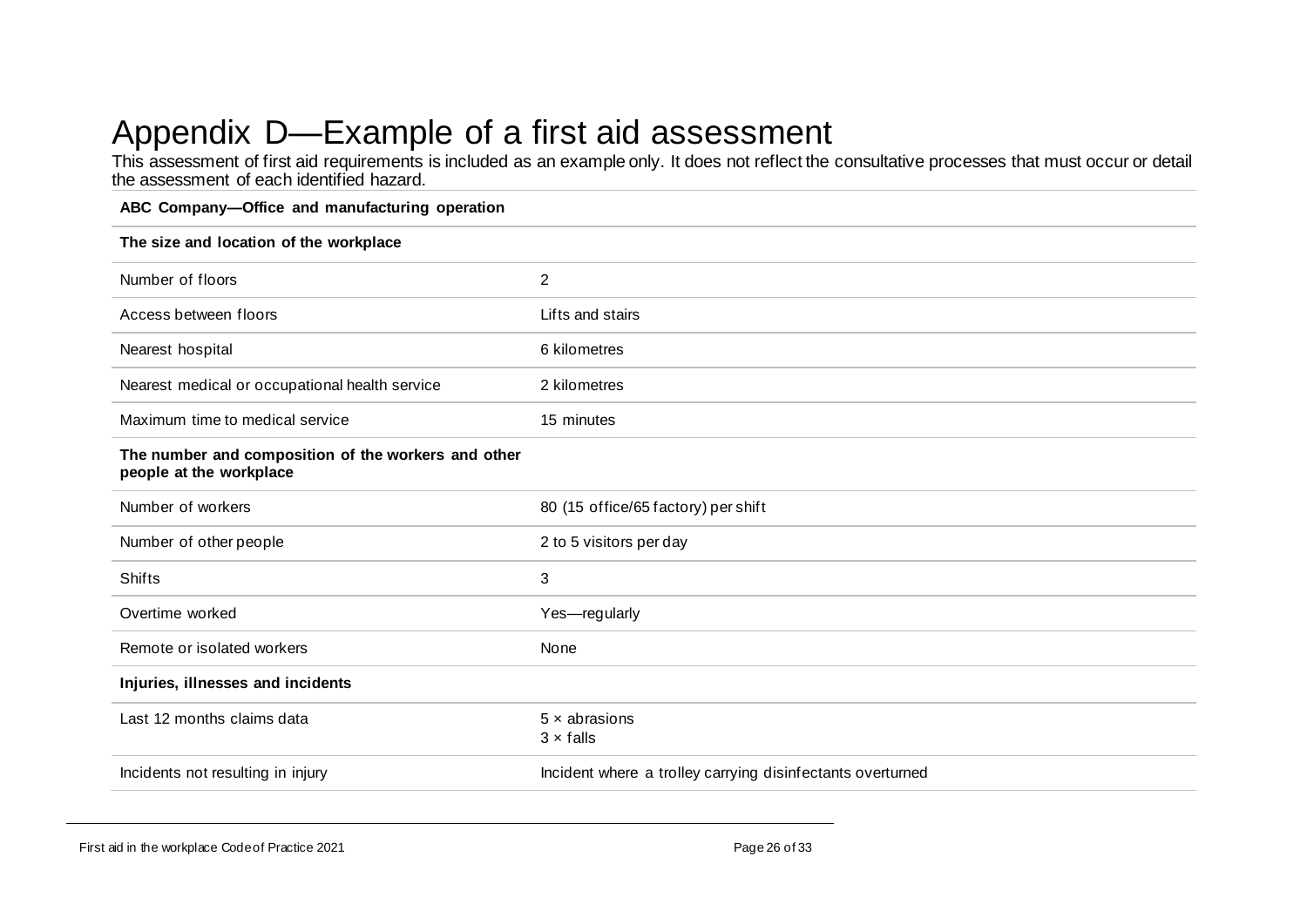# Appendix D—Example of a first aid assessment

This assessment of first aid requirements is included as an example only. It does not reflect the consultative processes that must occur or detail the assessment of each identified hazard.

| **ABC Company—Office and manufacturing operation** | |
|---|---|
| **The size and location of the workplace** | |
| Number of floors | 2 |
| Access between floors | Lifts and stairs |
| Nearest hospital | 6 kilometres |
| Nearest medical or occupational health service | 2 kilometres |
| Maximum time to medical service | 15 minutes |
| **The number and composition of the workers and other people at the workplace** | |
| Number of workers | 80 (15 office/65 factory) per shift |
| Number of other people | 2 to 5 visitors per day |
| Shifts | 3 |
| Overtime worked | Yes—regularly |
| Remote or isolated workers | None |
| **Injuries, illnesses and incidents** | |
| Last 12 months claims data | 5 × abrasions<br>3 × falls |
| Incidents not resulting in injury | Incident where a trolley carrying disinfectants overturned |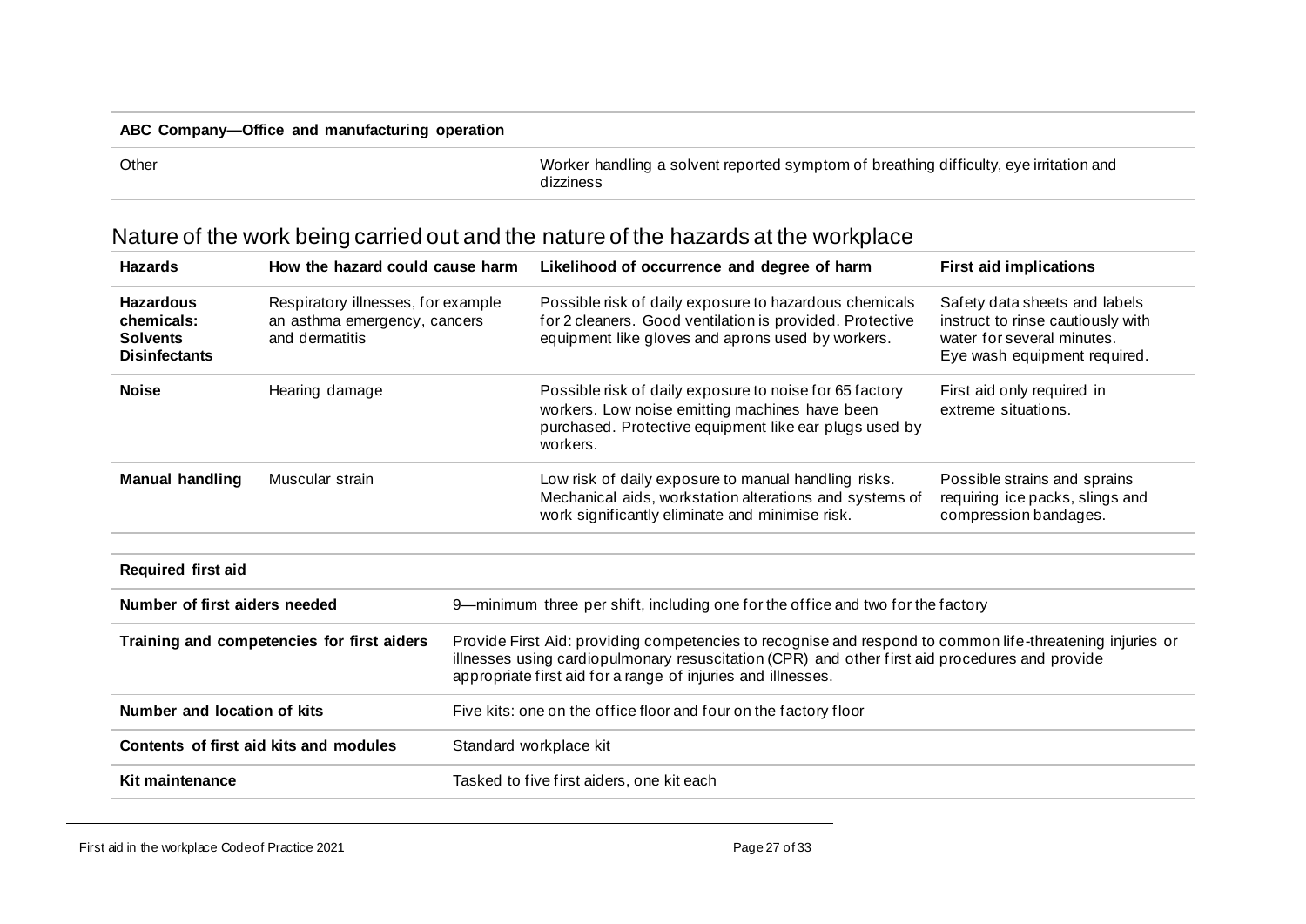| ABC Company—Office and manufacturing operation | |
|---|---|
| Other | Worker handling a solvent reported symptom of breathing difficulty, eye irritation and dizziness |

## Nature of the work being carried out and the nature of the hazards at the workplace

| Hazards | How the hazard could cause harm | Likelihood of occurrence and degree of harm | First aid implications |
|---|---|---|---|
| **Hazardous chemicals: Solvents Disinfectants** | Respiratory illnesses, for example an asthma emergency, cancers and dermatitis | Possible risk of daily exposure to hazardous chemicals for 2 cleaners. Good ventilation is provided. Protective equipment like gloves and aprons used by workers. | Safety data sheets and labels instruct to rinse cautiously with water for several minutes. Eye wash equipment required. |
| **Noise** | Hearing damage | Possible risk of daily exposure to noise for 65 factory workers. Low noise emitting machines have been purchased. Protective equipment like ear plugs used by workers. | First aid only required in extreme situations. |
| **Manual handling** | Muscular strain | Low risk of daily exposure to manual handling risks. Mechanical aids, workstation alterations and systems of work significantly eliminate and minimise risk. | Possible strains and sprains requiring ice packs, slings and compression bandages. |

| Required first aid | |
|---|---|
| **Number of first aiders needed** | 9—minimum three per shift, including one for the office and two for the factory |
| **Training and competencies for first aiders** | Provide First Aid: providing competencies to recognise and respond to common life-threatening injuries or illnesses using cardiopulmonary resuscitation (CPR) and other first aid procedures and provide appropriate first aid for a range of injuries and illnesses. |
| **Number and location of kits** | Five kits: one on the office floor and four on the factory floor |
| **Contents of first aid kits and modules** | Standard workplace kit |
| **Kit maintenance** | Tasked to five first aiders, one kit each |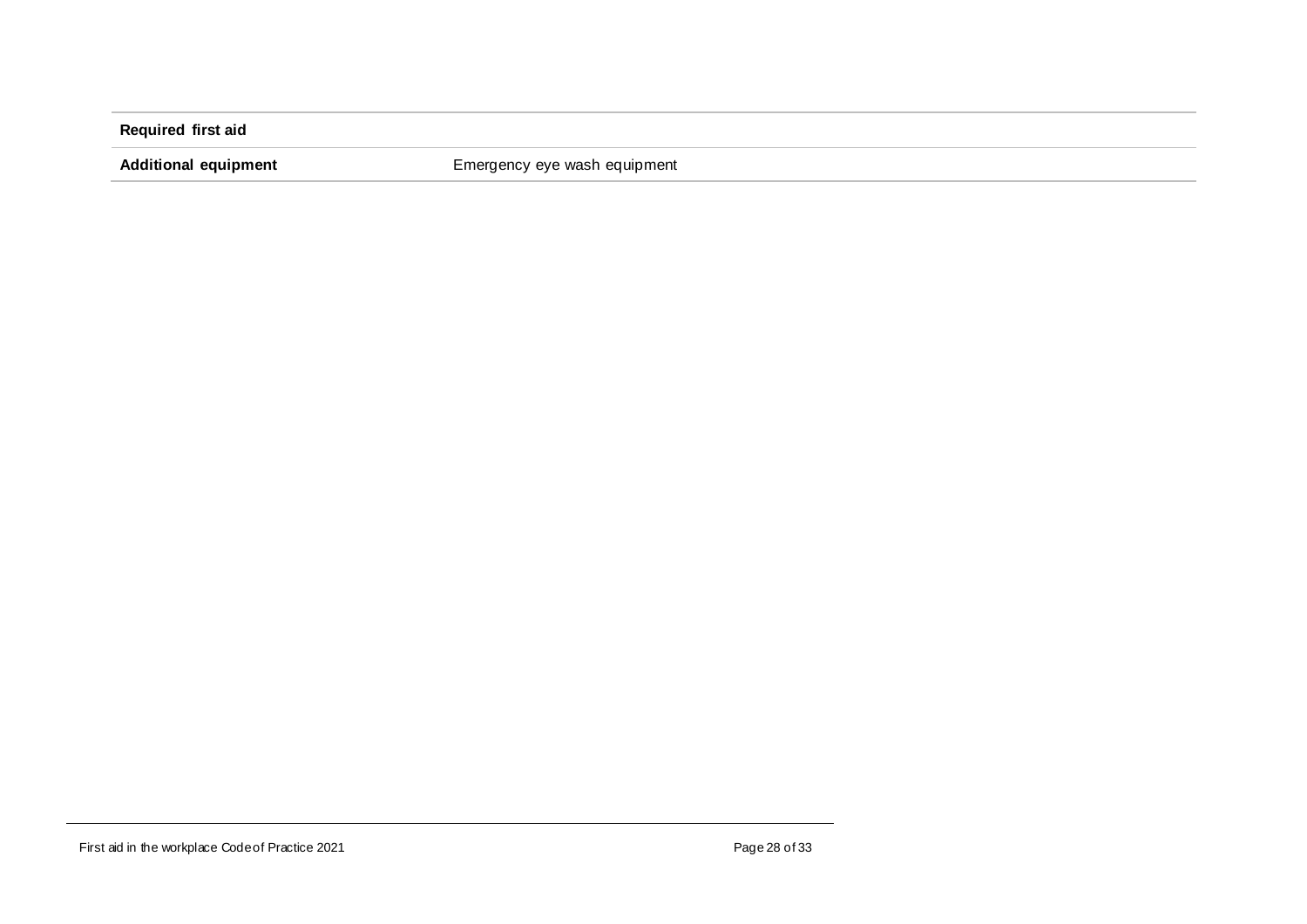| **Required first aid** | |
|---|---|
| **Additional equipment** | Emergency eye wash equipment |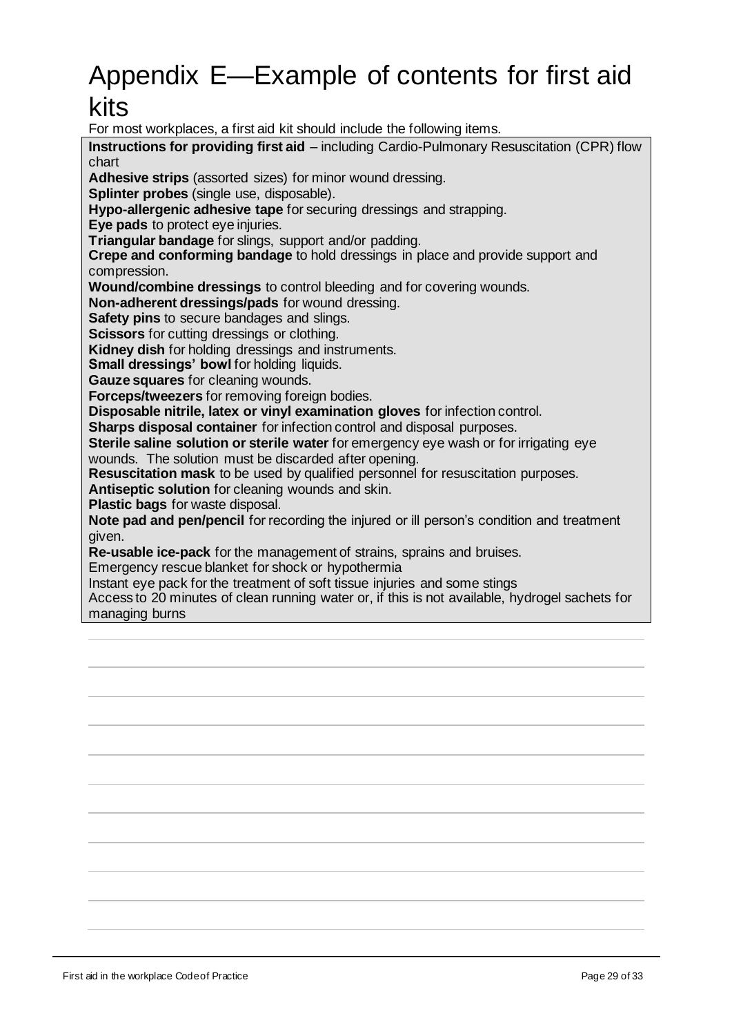# Appendix E—Example of contents for first aid kits

For most workplaces, a first aid kit should include the following items.

**Instructions for providing first aid** – including Cardio-Pulmonary Resuscitation (CPR) flow chart

**Adhesive strips** (assorted sizes) for minor wound dressing.

**Splinter probes** (single use, disposable).

**Hypo-allergenic adhesive tape** for securing dressings and strapping.

**Eye pads** to protect eye injuries.

**Triangular bandage** for slings, support and/or padding.

**Crepe and conforming bandage** to hold dressings in place and provide support and compression.

**Wound/combine dressings** to control bleeding and for covering wounds.

**Non-adherent dressings/pads** for wound dressing.

**Safety pins** to secure bandages and slings.

**Scissors** for cutting dressings or clothing.

**Kidney dish** for holding dressings and instruments.

**Small dressings' bowl** for holding liquids.

**Gauze squares** for cleaning wounds.

**Forceps/tweezers** for removing foreign bodies.

**Disposable nitrile, latex or vinyl examination gloves** for infection control.

**Sharps disposal container** for infection control and disposal purposes.

**Sterile saline solution or sterile water** for emergency eye wash or for irrigating eye wounds. The solution must be discarded after opening.

**Resuscitation mask** to be used by qualified personnel for resuscitation purposes.

**Antiseptic solution** for cleaning wounds and skin.

**Plastic bags** for waste disposal.

**Note pad and pen/pencil** for recording the injured or ill person's condition and treatment given.

**Re-usable ice-pack** for the management of strains, sprains and bruises.

Emergency rescue blanket for shock or hypothermia

Instant eye pack for the treatment of soft tissue injuries and some stings

Access to 20 minutes of clean running water or, if this is not available, hydrogel sachets for managing burns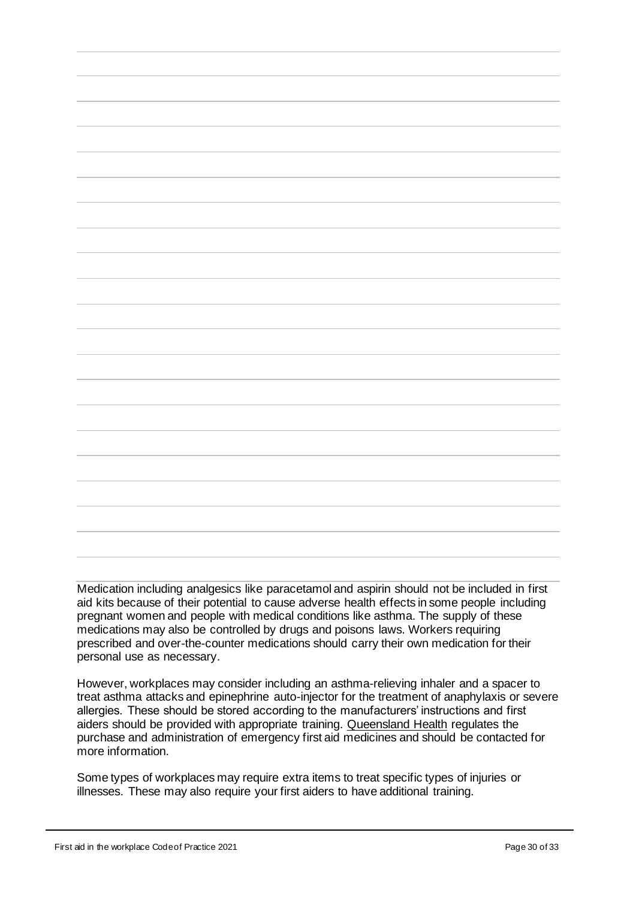Medication including analgesics like paracetamol and aspirin should not be included in first aid kits because of their potential to cause adverse health effects in some people including pregnant women and people with medical conditions like asthma. The supply of these medications may also be controlled by drugs and poisons laws. Workers requiring prescribed and over-the-counter medications should carry their own medication for their personal use as necessary.

However, workplaces may consider including an asthma-relieving inhaler and a spacer to treat asthma attacks and epinephrine auto-injector for the treatment of anaphylaxis or severe allergies. These should be stored according to the manufacturers' instructions and first aiders should be provided with appropriate training. Queensland Health regulates the purchase and administration of emergency first aid medicines and should be contacted for more information.

Some types of workplaces may require extra items to treat specific types of injuries or illnesses. These may also require your first aiders to have additional training.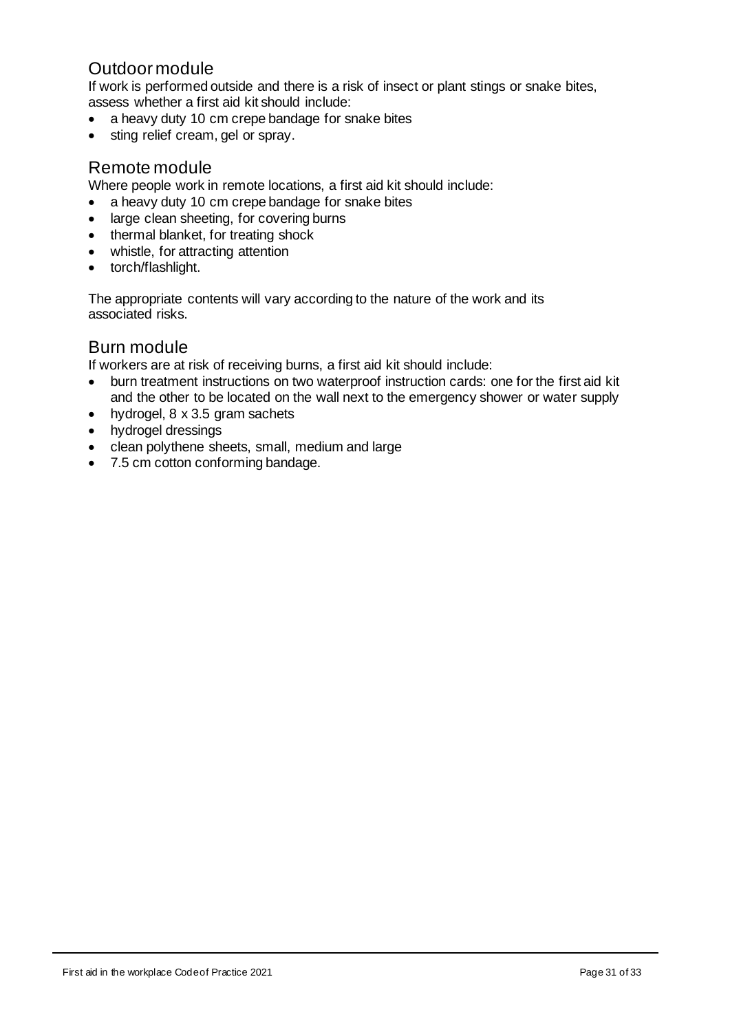## Outdoor module

If work is performed outside and there is a risk of insect or plant stings or snake bites, assess whether a first aid kit should include:

- a heavy duty 10 cm crepe bandage for snake bites
- sting relief cream, gel or spray.

## Remote module

Where people work in remote locations, a first aid kit should include:

- a heavy duty 10 cm crepe bandage for snake bites
- large clean sheeting, for covering burns
- thermal blanket, for treating shock
- whistle, for attracting attention
- torch/flashlight.

The appropriate contents will vary according to the nature of the work and its associated risks.

## Burn module

If workers are at risk of receiving burns, a first aid kit should include:

- burn treatment instructions on two waterproof instruction cards: one for the first aid kit and the other to be located on the wall next to the emergency shower or water supply
- hydrogel, 8 x 3.5 gram sachets
- hydrogel dressings
- clean polythene sheets, small, medium and large
- 7.5 cm cotton conforming bandage.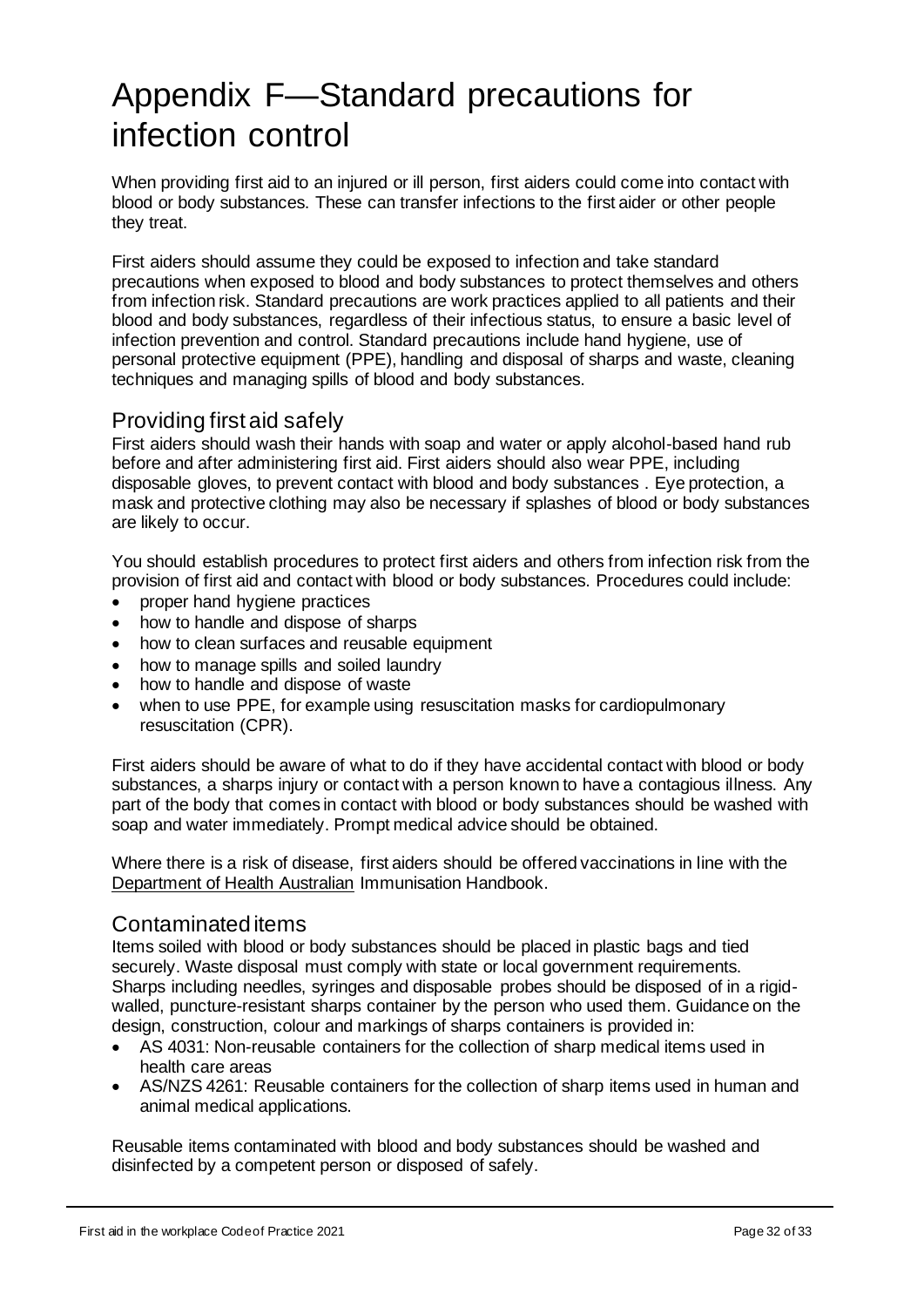# Appendix F—Standard precautions for infection control

When providing first aid to an injured or ill person, first aiders could come into contact with blood or body substances. These can transfer infections to the first aider or other people they treat.

First aiders should assume they could be exposed to infection and take standard precautions when exposed to blood and body substances to protect themselves and others from infection risk. Standard precautions are work practices applied to all patients and their blood and body substances, regardless of their infectious status, to ensure a basic level of infection prevention and control. Standard precautions include hand hygiene, use of personal protective equipment (PPE), handling and disposal of sharps and waste, cleaning techniques and managing spills of blood and body substances.

## Providing first aid safely

First aiders should wash their hands with soap and water or apply alcohol-based hand rub before and after administering first aid. First aiders should also wear PPE, including disposable gloves, to prevent contact with blood and body substances . Eye protection, a mask and protective clothing may also be necessary if splashes of blood or body substances are likely to occur.

You should establish procedures to protect first aiders and others from infection risk from the provision of first aid and contact with blood or body substances. Procedures could include:

- proper hand hygiene practices
- how to handle and dispose of sharps
- how to clean surfaces and reusable equipment
- how to manage spills and soiled laundry
- how to handle and dispose of waste
- when to use PPE, for example using resuscitation masks for cardiopulmonary resuscitation (CPR).

First aiders should be aware of what to do if they have accidental contact with blood or body substances, a sharps injury or contact with a person known to have a contagious illness. Any part of the body that comes in contact with blood or body substances should be washed with soap and water immediately. Prompt medical advice should be obtained.

Where there is a risk of disease, first aiders should be offered vaccinations in line with the Department of Health Australian Immunisation Handbook.

## Contaminated items

Items soiled with blood or body substances should be placed in plastic bags and tied securely. Waste disposal must comply with state or local government requirements. Sharps including needles, syringes and disposable probes should be disposed of in a rigid-walled, puncture-resistant sharps container by the person who used them. Guidance on the design, construction, colour and markings of sharps containers is provided in:

- AS 4031: Non-reusable containers for the collection of sharp medical items used in health care areas
- AS/NZS 4261: Reusable containers for the collection of sharp items used in human and animal medical applications.

Reusable items contaminated with blood and body substances should be washed and disinfected by a competent person or disposed of safely.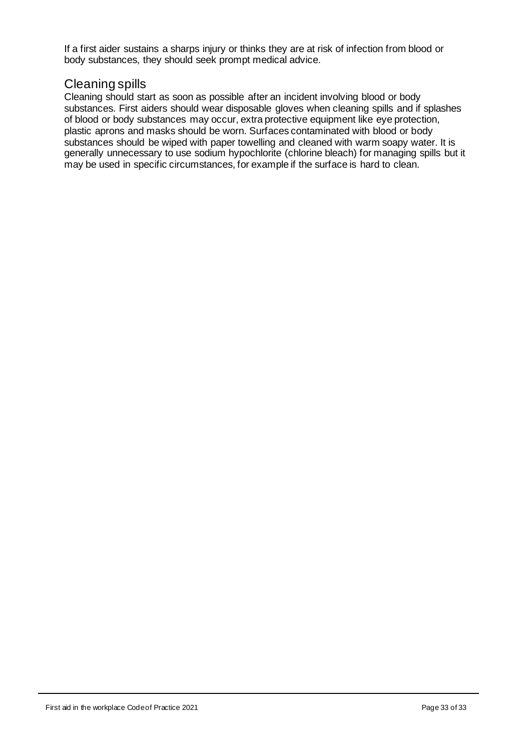If a first aider sustains a sharps injury or thinks they are at risk of infection from blood or body substances, they should seek prompt medical advice.

## Cleaning spills

Cleaning should start as soon as possible after an incident involving blood or body substances. First aiders should wear disposable gloves when cleaning spills and if splashes of blood or body substances may occur, extra protective equipment like eye protection, plastic aprons and masks should be worn. Surfaces contaminated with blood or body substances should be wiped with paper towelling and cleaned with warm soapy water. It is generally unnecessary to use sodium hypochlorite (chlorine bleach) for managing spills but it may be used in specific circumstances, for example if the surface is hard to clean.